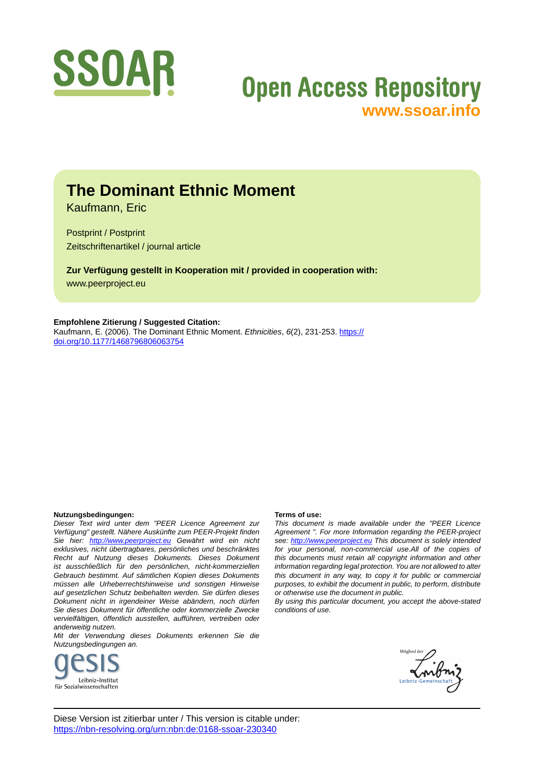# SSOAR

## Open Access Repository

**www.ssoar.info**

# The Dominant Ethnic Moment

Kaufmann, Eric

Postprint / Postprint

Zeitschriftenartikel / journal article

**Zur Verfügung gestellt in Kooperation mit / provided in cooperation with:**

www.peerproject.eu

**Empfohlene Zitierung / Suggested Citation:**

Kaufmann, E. (2006). The Dominant Ethnic Moment. *Ethnicities*, *6*(2), 231-253. https://doi.org/10.1177/1468796806063754

**Nutzungsbedingungen:**

*Dieser Text wird unter dem "PEER Licence Agreement zur Verfügung" gestellt. Nähere Auskünfte zum PEER-Projekt finden Sie hier: http://www.peerproject.eu Gewährt wird ein nicht exklusives, nicht übertragbares, persönliches und beschränktes Recht auf Nutzung dieses Dokuments. Dieses Dokument ist ausschließlich für den persönlichen, nicht-kommerziellen Gebrauch bestimmt. Auf sämtlichen Kopien dieses Dokuments müssen alle Urheberrechtshinweise und sonstigen Hinweise auf gesetzlichen Schutz beibehalten werden. Sie dürfen dieses Dokument nicht in irgendeiner Weise abändern, noch dürfen Sie dieses Dokument für öffentliche oder kommerzielle Zwecke vervielfältigen, öffentlich ausstellen, aufführen, vertreiben oder anderweitig nutzen.*

*Mit der Verwendung dieses Dokuments erkennen Sie die Nutzungsbedingungen an.*

**Terms of use:**

*This document is made available under the "PEER Licence Agreement ". For more Information regarding the PEER-project see: http://www.peerproject.eu This document is solely intended for your personal, non-commercial use.All of the copies of this documents must retain all copyright information and other information regarding legal protection. You are not allowed to alter this document in any way, to copy it for public or commercial purposes, to exhibit the document in public, to perform, distribute or otherwise use the document in public.*

*By using this particular document, you accept the above-stated conditions of use.*

gesis Leibniz-Institut für Sozialwissenschaften

Mitglied der Leibniz-Gemeinschaft

Diese Version ist zitierbar unter / This version is citable under:
https://nbn-resolving.org/urn:nbn:de:0168-ssoar-230340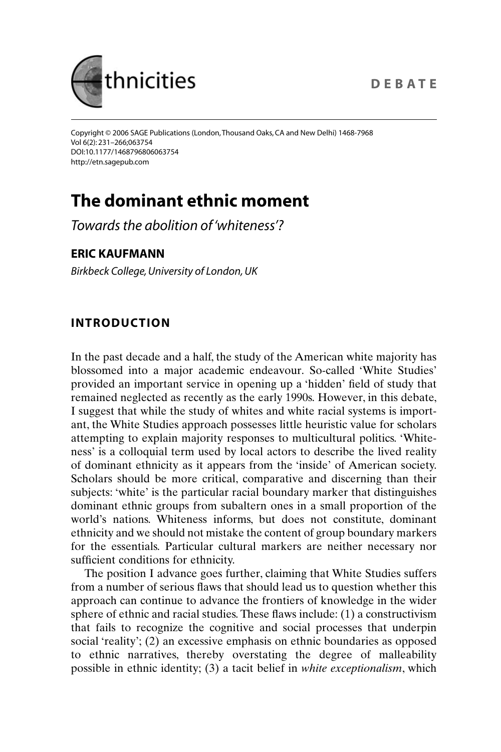# The dominant ethnic moment

*Towards the abolition of 'whiteness'?*

**ERIC KAUFMANN**

*Birkbeck College, University of London, UK*

## INTRODUCTION

In the past decade and a half, the study of the American white majority has blossomed into a major academic endeavour. So-called 'White Studies' provided an important service in opening up a 'hidden' field of study that remained neglected as recently as the early 1990s. However, in this debate, I suggest that while the study of whites and white racial systems is important, the White Studies approach possesses little heuristic value for scholars attempting to explain majority responses to multicultural politics. 'Whiteness' is a colloquial term used by local actors to describe the lived reality of dominant ethnicity as it appears from the 'inside' of American society. Scholars should be more critical, comparative and discerning than their subjects: 'white' is the particular racial boundary marker that distinguishes dominant ethnic groups from subaltern ones in a small proportion of the world's nations. Whiteness informs, but does not constitute, dominant ethnicity and we should not mistake the content of group boundary markers for the essentials. Particular cultural markers are neither necessary nor sufficient conditions for ethnicity.

The position I advance goes further, claiming that White Studies suffers from a number of serious flaws that should lead us to question whether this approach can continue to advance the frontiers of knowledge in the wider sphere of ethnic and racial studies. These flaws include: (1) a constructivism that fails to recognize the cognitive and social processes that underpin social 'reality'; (2) an excessive emphasis on ethnic boundaries as opposed to ethnic narratives, thereby overstating the degree of malleability possible in ethnic identity; (3) a tacit belief in *white exceptionalism*, which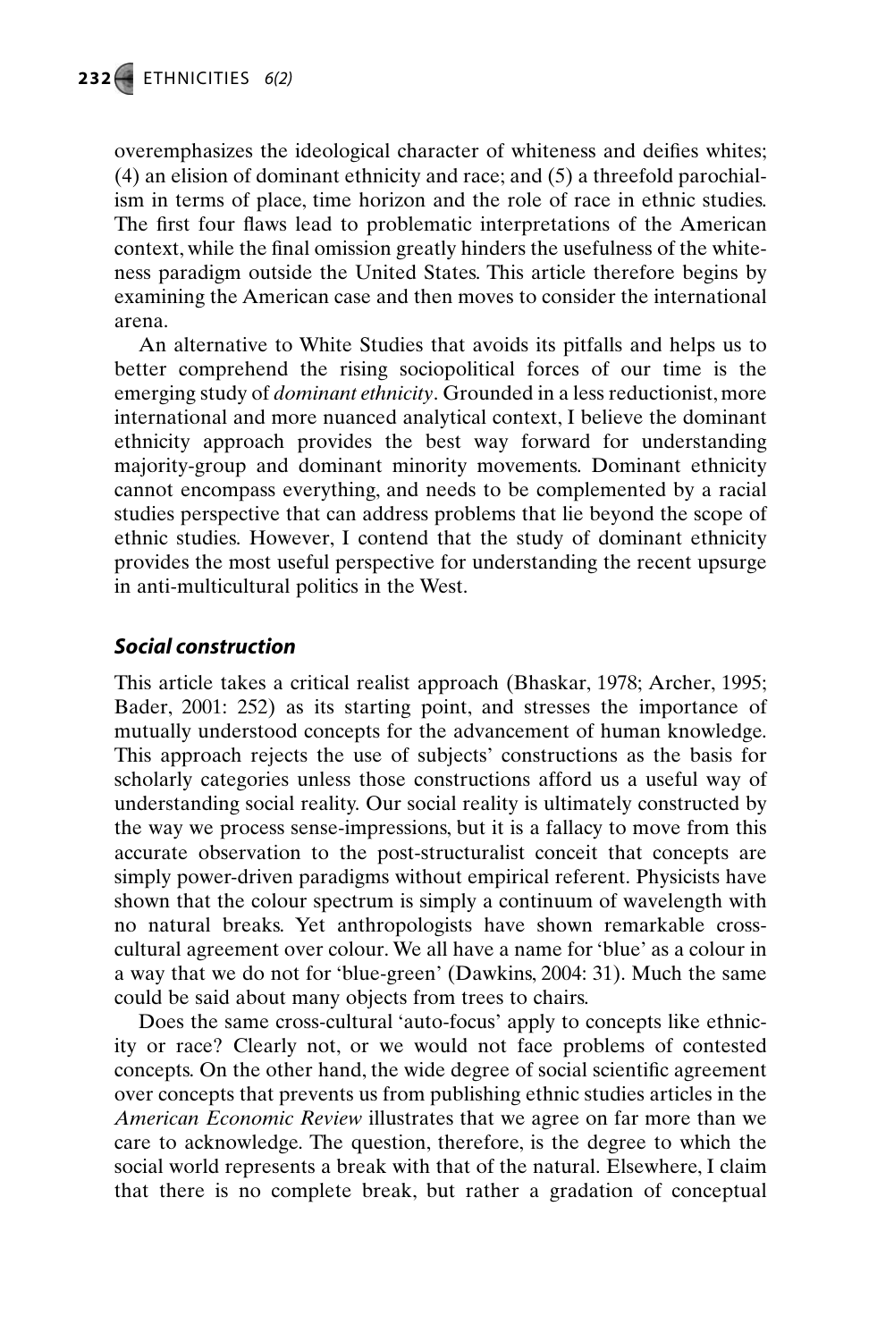overemphasizes the ideological character of whiteness and deifies whites; (4) an elision of dominant ethnicity and race; and (5) a threefold parochialism in terms of place, time horizon and the role of race in ethnic studies. The first four flaws lead to problematic interpretations of the American context, while the final omission greatly hinders the usefulness of the whiteness paradigm outside the United States. This article therefore begins by examining the American case and then moves to consider the international arena.

An alternative to White Studies that avoids its pitfalls and helps us to better comprehend the rising sociopolitical forces of our time is the emerging study of *dominant ethnicity*. Grounded in a less reductionist, more international and more nuanced analytical context, I believe the dominant ethnicity approach provides the best way forward for understanding majority-group and dominant minority movements. Dominant ethnicity cannot encompass everything, and needs to be complemented by a racial studies perspective that can address problems that lie beyond the scope of ethnic studies. However, I contend that the study of dominant ethnicity provides the most useful perspective for understanding the recent upsurge in anti-multicultural politics in the West.

## *Social construction*

This article takes a critical realist approach (Bhaskar, 1978; Archer, 1995; Bader, 2001: 252) as its starting point, and stresses the importance of mutually understood concepts for the advancement of human knowledge. This approach rejects the use of subjects' constructions as the basis for scholarly categories unless those constructions afford us a useful way of understanding social reality. Our social reality is ultimately constructed by the way we process sense-impressions, but it is a fallacy to move from this accurate observation to the post-structuralist conceit that concepts are simply power-driven paradigms without empirical referent. Physicists have shown that the colour spectrum is simply a continuum of wavelength with no natural breaks. Yet anthropologists have shown remarkable cross-cultural agreement over colour. We all have a name for 'blue' as a colour in a way that we do not for 'blue-green' (Dawkins, 2004: 31). Much the same could be said about many objects from trees to chairs.

Does the same cross-cultural 'auto-focus' apply to concepts like ethnicity or race? Clearly not, or we would not face problems of contested concepts. On the other hand, the wide degree of social scientific agreement over concepts that prevents us from publishing ethnic studies articles in the *American Economic Review* illustrates that we agree on far more than we care to acknowledge. The question, therefore, is the degree to which the social world represents a break with that of the natural. Elsewhere, I claim that there is no complete break, but rather a gradation of conceptual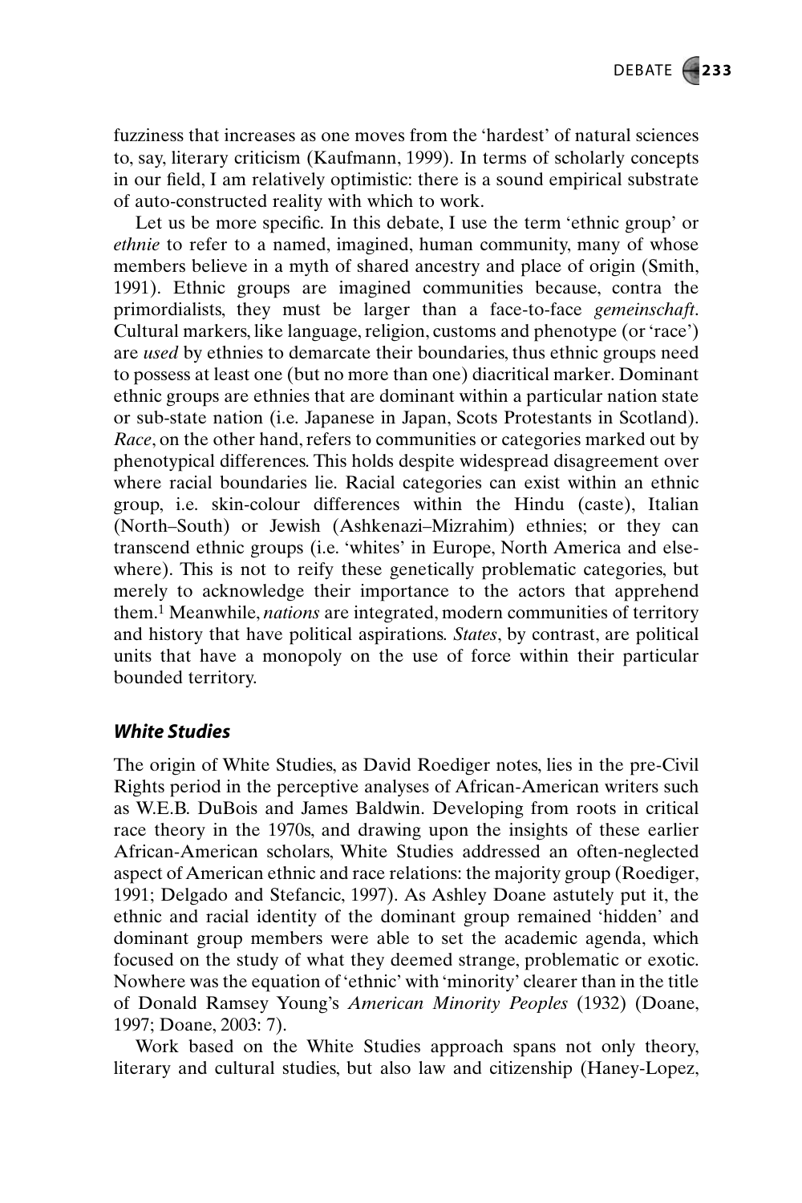fuzziness that increases as one moves from the 'hardest' of natural sciences to, say, literary criticism (Kaufmann, 1999). In terms of scholarly concepts in our field, I am relatively optimistic: there is a sound empirical substrate of auto-constructed reality with which to work.

Let us be more specific. In this debate, I use the term 'ethnic group' or *ethnie* to refer to a named, imagined, human community, many of whose members believe in a myth of shared ancestry and place of origin (Smith, 1991). Ethnic groups are imagined communities because, contra the primordialists, they must be larger than a face-to-face *gemeinschaft*. Cultural markers, like language, religion, customs and phenotype (or 'race') are *used* by ethnies to demarcate their boundaries, thus ethnic groups need to possess at least one (but no more than one) diacritical marker. Dominant ethnic groups are ethnies that are dominant within a particular nation state or sub-state nation (i.e. Japanese in Japan, Scots Protestants in Scotland). *Race*, on the other hand, refers to communities or categories marked out by phenotypical differences. This holds despite widespread disagreement over where racial boundaries lie. Racial categories can exist within an ethnic group, i.e. skin-colour differences within the Hindu (caste), Italian (North–South) or Jewish (Ashkenazi–Mizrahim) ethnies; or they can transcend ethnic groups (i.e. 'whites' in Europe, North America and elsewhere). This is not to reify these genetically problematic categories, but merely to acknowledge their importance to the actors that apprehend them.[1] Meanwhile, *nations* are integrated, modern communities of territory and history that have political aspirations. *States*, by contrast, are political units that have a monopoly on the use of force within their particular bounded territory.

## *White Studies*

The origin of White Studies, as David Roediger notes, lies in the pre-Civil Rights period in the perceptive analyses of African-American writers such as W.E.B. DuBois and James Baldwin. Developing from roots in critical race theory in the 1970s, and drawing upon the insights of these earlier African-American scholars, White Studies addressed an often-neglected aspect of American ethnic and race relations: the majority group (Roediger, 1991; Delgado and Stefancic, 1997). As Ashley Doane astutely put it, the ethnic and racial identity of the dominant group remained 'hidden' and dominant group members were able to set the academic agenda, which focused on the study of what they deemed strange, problematic or exotic. Nowhere was the equation of 'ethnic' with 'minority' clearer than in the title of Donald Ramsey Young's *American Minority Peoples* (1932) (Doane, 1997; Doane, 2003: 7).

Work based on the White Studies approach spans not only theory, literary and cultural studies, but also law and citizenship (Haney-Lopez,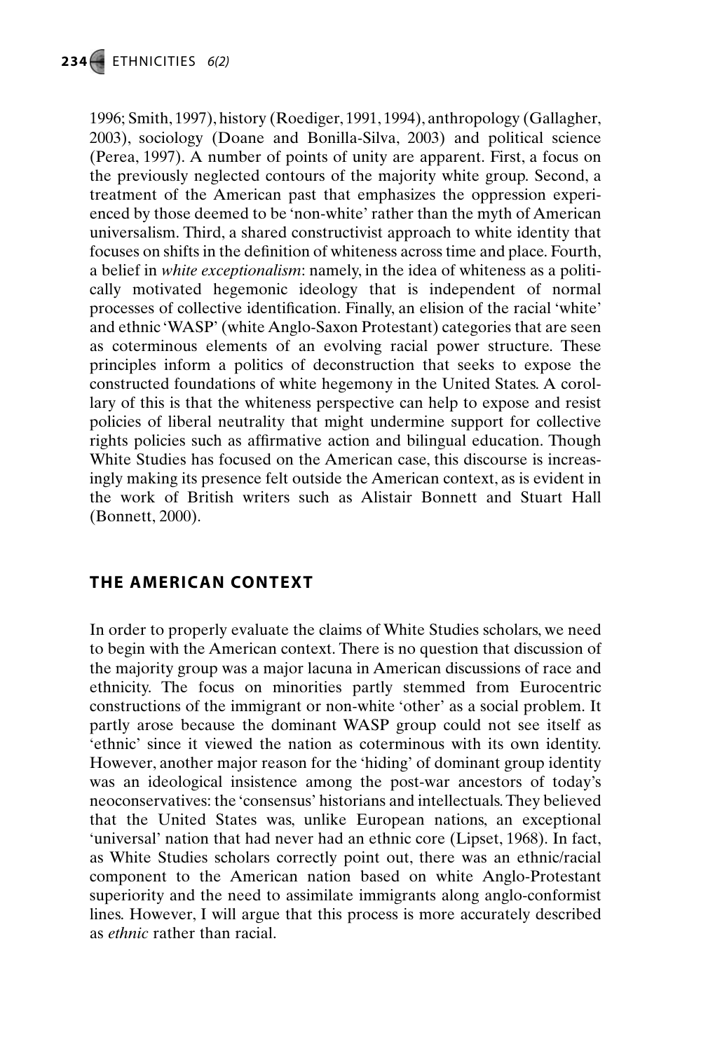1996; Smith, 1997), history (Roediger, 1991, 1994), anthropology (Gallagher, 2003), sociology (Doane and Bonilla-Silva, 2003) and political science (Perea, 1997). A number of points of unity are apparent. First, a focus on the previously neglected contours of the majority white group. Second, a treatment of the American past that emphasizes the oppression experienced by those deemed to be 'non-white' rather than the myth of American universalism. Third, a shared constructivist approach to white identity that focuses on shifts in the definition of whiteness across time and place. Fourth, a belief in *white exceptionalism*: namely, in the idea of whiteness as a politically motivated hegemonic ideology that is independent of normal processes of collective identification. Finally, an elision of the racial 'white' and ethnic 'WASP' (white Anglo-Saxon Protestant) categories that are seen as coterminous elements of an evolving racial power structure. These principles inform a politics of deconstruction that seeks to expose the constructed foundations of white hegemony in the United States. A corollary of this is that the whiteness perspective can help to expose and resist policies of liberal neutrality that might undermine support for collective rights policies such as affirmative action and bilingual education. Though White Studies has focused on the American case, this discourse is increasingly making its presence felt outside the American context, as is evident in the work of British writers such as Alistair Bonnett and Stuart Hall (Bonnett, 2000).

## THE AMERICAN CONTEXT

In order to properly evaluate the claims of White Studies scholars, we need to begin with the American context. There is no question that discussion of the majority group was a major lacuna in American discussions of race and ethnicity. The focus on minorities partly stemmed from Eurocentric constructions of the immigrant or non-white 'other' as a social problem. It partly arose because the dominant WASP group could not see itself as 'ethnic' since it viewed the nation as coterminous with its own identity. However, another major reason for the 'hiding' of dominant group identity was an ideological insistence among the post-war ancestors of today's neoconservatives: the 'consensus' historians and intellectuals. They believed that the United States was, unlike European nations, an exceptional 'universal' nation that had never had an ethnic core (Lipset, 1968). In fact, as White Studies scholars correctly point out, there was an ethnic/racial component to the American nation based on white Anglo-Protestant superiority and the need to assimilate immigrants along anglo-conformist lines. However, I will argue that this process is more accurately described as *ethnic* rather than racial.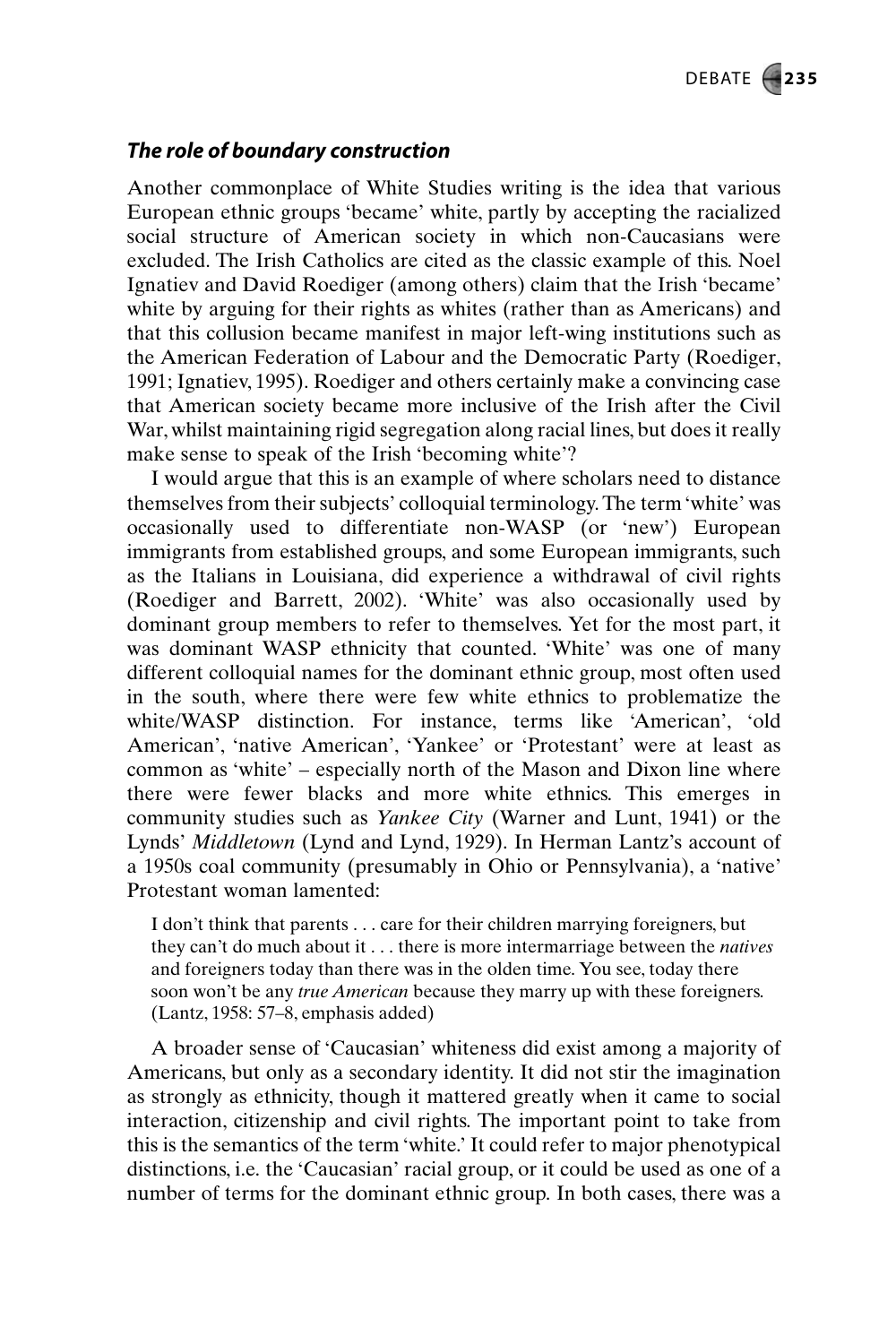### *The role of boundary construction*

Another commonplace of White Studies writing is the idea that various European ethnic groups 'became' white, partly by accepting the racialized social structure of American society in which non-Caucasians were excluded. The Irish Catholics are cited as the classic example of this. Noel Ignatiev and David Roediger (among others) claim that the Irish 'became' white by arguing for their rights as whites (rather than as Americans) and that this collusion became manifest in major left-wing institutions such as the American Federation of Labour and the Democratic Party (Roediger, 1991; Ignatiev, 1995). Roediger and others certainly make a convincing case that American society became more inclusive of the Irish after the Civil War, whilst maintaining rigid segregation along racial lines, but does it really make sense to speak of the Irish 'becoming white'?

I would argue that this is an example of where scholars need to distance themselves from their subjects' colloquial terminology. The term 'white' was occasionally used to differentiate non-WASP (or 'new') European immigrants from established groups, and some European immigrants, such as the Italians in Louisiana, did experience a withdrawal of civil rights (Roediger and Barrett, 2002). 'White' was also occasionally used by dominant group members to refer to themselves. Yet for the most part, it was dominant WASP ethnicity that counted. 'White' was one of many different colloquial names for the dominant ethnic group, most often used in the south, where there were few white ethnics to problematize the white/WASP distinction. For instance, terms like 'American', 'old American', 'native American', 'Yankee' or 'Protestant' were at least as common as 'white' – especially north of the Mason and Dixon line where there were fewer blacks and more white ethnics. This emerges in community studies such as *Yankee City* (Warner and Lunt, 1941) or the Lynds' *Middletown* (Lynd and Lynd, 1929). In Herman Lantz's account of a 1950s coal community (presumably in Ohio or Pennsylvania), a 'native' Protestant woman lamented:

> I don't think that parents . . . care for their children marrying foreigners, but they can't do much about it . . . there is more intermarriage between the *natives* and foreigners today than there was in the olden time. You see, today there soon won't be any *true American* because they marry up with these foreigners. (Lantz, 1958: 57–8, emphasis added)

A broader sense of 'Caucasian' whiteness did exist among a majority of Americans, but only as a secondary identity. It did not stir the imagination as strongly as ethnicity, though it mattered greatly when it came to social interaction, citizenship and civil rights. The important point to take from this is the semantics of the term 'white.' It could refer to major phenotypical distinctions, i.e. the 'Caucasian' racial group, or it could be used as one of a number of terms for the dominant ethnic group. In both cases, there was a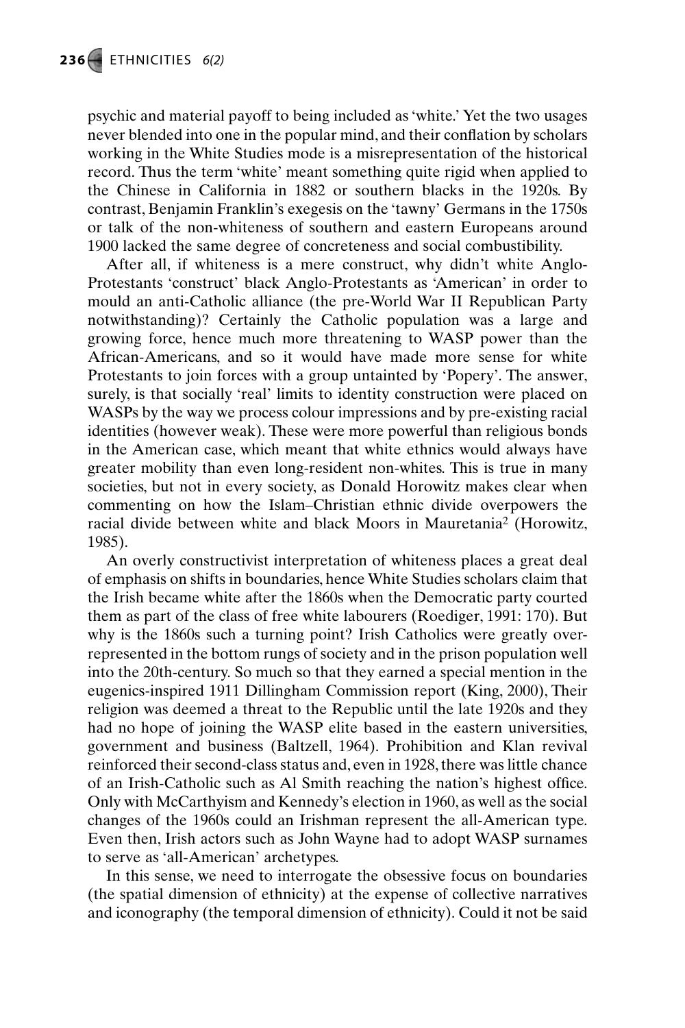psychic and material payoff to being included as 'white.' Yet the two usages never blended into one in the popular mind, and their conflation by scholars working in the White Studies mode is a misrepresentation of the historical record. Thus the term 'white' meant something quite rigid when applied to the Chinese in California in 1882 or southern blacks in the 1920s. By contrast, Benjamin Franklin's exegesis on the 'tawny' Germans in the 1750s or talk of the non-whiteness of southern and eastern Europeans around 1900 lacked the same degree of concreteness and social combustibility.

After all, if whiteness is a mere construct, why didn't white Anglo-Protestants 'construct' black Anglo-Protestants as 'American' in order to mould an anti-Catholic alliance (the pre-World War II Republican Party notwithstanding)? Certainly the Catholic population was a large and growing force, hence much more threatening to WASP power than the African-Americans, and so it would have made more sense for white Protestants to join forces with a group untainted by 'Popery'. The answer, surely, is that socially 'real' limits to identity construction were placed on WASPs by the way we process colour impressions and by pre-existing racial identities (however weak). These were more powerful than religious bonds in the American case, which meant that white ethnics would always have greater mobility than even long-resident non-whites. This is true in many societies, but not in every society, as Donald Horowitz makes clear when commenting on how the Islam–Christian ethnic divide overpowers the racial divide between white and black Moors in Mauretania[2] (Horowitz, 1985).

An overly constructivist interpretation of whiteness places a great deal of emphasis on shifts in boundaries, hence White Studies scholars claim that the Irish became white after the 1860s when the Democratic party courted them as part of the class of free white labourers (Roediger, 1991: 170). But why is the 1860s such a turning point? Irish Catholics were greatly over-represented in the bottom rungs of society and in the prison population well into the 20th-century. So much so that they earned a special mention in the eugenics-inspired 1911 Dillingham Commission report (King, 2000), Their religion was deemed a threat to the Republic until the late 1920s and they had no hope of joining the WASP elite based in the eastern universities, government and business (Baltzell, 1964). Prohibition and Klan revival reinforced their second-class status and, even in 1928, there was little chance of an Irish-Catholic such as Al Smith reaching the nation's highest office. Only with McCarthyism and Kennedy's election in 1960, as well as the social changes of the 1960s could an Irishman represent the all-American type. Even then, Irish actors such as John Wayne had to adopt WASP surnames to serve as 'all-American' archetypes.

In this sense, we need to interrogate the obsessive focus on boundaries (the spatial dimension of ethnicity) at the expense of collective narratives and iconography (the temporal dimension of ethnicity). Could it not be said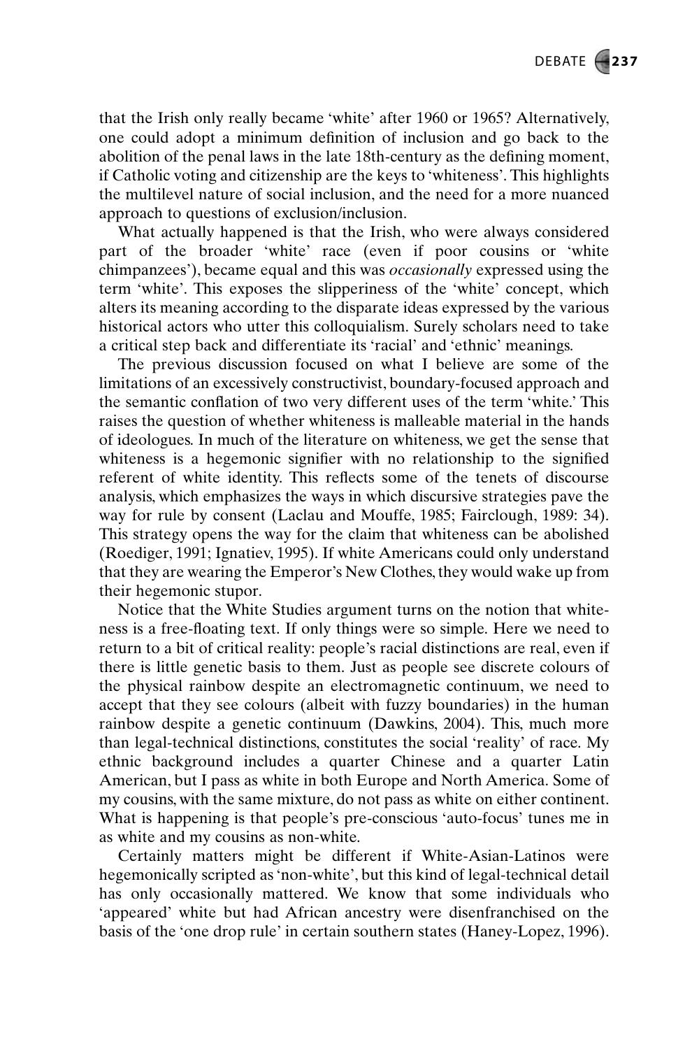that the Irish only really became 'white' after 1960 or 1965? Alternatively, one could adopt a minimum definition of inclusion and go back to the abolition of the penal laws in the late 18th-century as the defining moment, if Catholic voting and citizenship are the keys to 'whiteness'. This highlights the multilevel nature of social inclusion, and the need for a more nuanced approach to questions of exclusion/inclusion.

What actually happened is that the Irish, who were always considered part of the broader 'white' race (even if poor cousins or 'white chimpanzees'), became equal and this was *occasionally* expressed using the term 'white'. This exposes the slipperiness of the 'white' concept, which alters its meaning according to the disparate ideas expressed by the various historical actors who utter this colloquialism. Surely scholars need to take a critical step back and differentiate its 'racial' and 'ethnic' meanings.

The previous discussion focused on what I believe are some of the limitations of an excessively constructivist, boundary-focused approach and the semantic conflation of two very different uses of the term 'white.' This raises the question of whether whiteness is malleable material in the hands of ideologues. In much of the literature on whiteness, we get the sense that whiteness is a hegemonic signifier with no relationship to the signified referent of white identity. This reflects some of the tenets of discourse analysis, which emphasizes the ways in which discursive strategies pave the way for rule by consent (Laclau and Mouffe, 1985; Fairclough, 1989: 34). This strategy opens the way for the claim that whiteness can be abolished (Roediger, 1991; Ignatiev, 1995). If white Americans could only understand that they are wearing the Emperor's New Clothes, they would wake up from their hegemonic stupor.

Notice that the White Studies argument turns on the notion that whiteness is a free-floating text. If only things were so simple. Here we need to return to a bit of critical reality: people's racial distinctions are real, even if there is little genetic basis to them. Just as people see discrete colours of the physical rainbow despite an electromagnetic continuum, we need to accept that they see colours (albeit with fuzzy boundaries) in the human rainbow despite a genetic continuum (Dawkins, 2004). This, much more than legal-technical distinctions, constitutes the social 'reality' of race. My ethnic background includes a quarter Chinese and a quarter Latin American, but I pass as white in both Europe and North America. Some of my cousins, with the same mixture, do not pass as white on either continent. What is happening is that people's pre-conscious 'auto-focus' tunes me in as white and my cousins as non-white.

Certainly matters might be different if White-Asian-Latinos were hegemonically scripted as 'non-white', but this kind of legal-technical detail has only occasionally mattered. We know that some individuals who 'appeared' white but had African ancestry were disenfranchised on the basis of the 'one drop rule' in certain southern states (Haney-Lopez, 1996).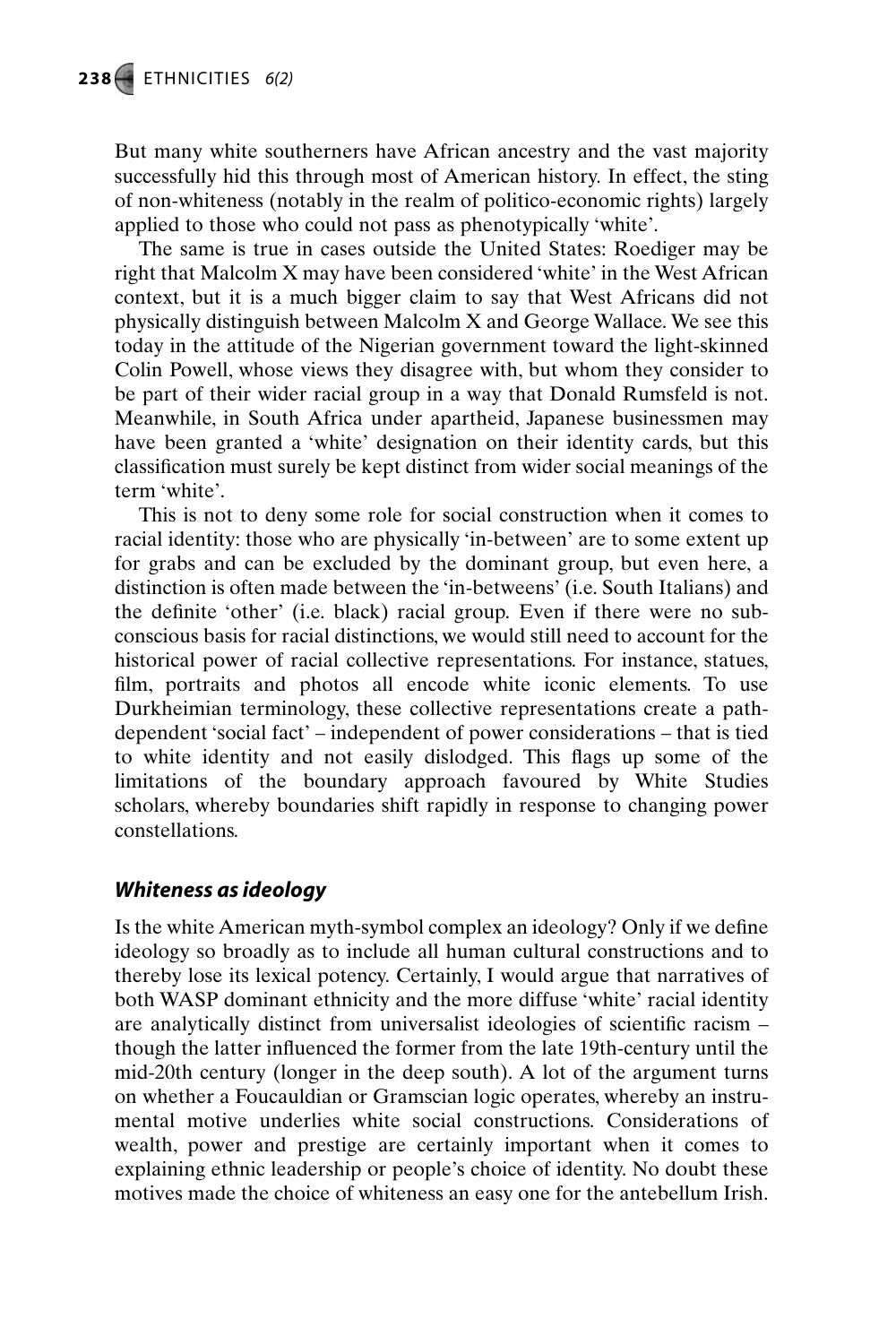But many white southerners have African ancestry and the vast majority successfully hid this through most of American history. In effect, the sting of non-whiteness (notably in the realm of politico-economic rights) largely applied to those who could not pass as phenotypically 'white'.

The same is true in cases outside the United States: Roediger may be right that Malcolm X may have been considered 'white' in the West African context, but it is a much bigger claim to say that West Africans did not physically distinguish between Malcolm X and George Wallace. We see this today in the attitude of the Nigerian government toward the light-skinned Colin Powell, whose views they disagree with, but whom they consider to be part of their wider racial group in a way that Donald Rumsfeld is not. Meanwhile, in South Africa under apartheid, Japanese businessmen may have been granted a 'white' designation on their identity cards, but this classification must surely be kept distinct from wider social meanings of the term 'white'.

This is not to deny some role for social construction when it comes to racial identity: those who are physically 'in-between' are to some extent up for grabs and can be excluded by the dominant group, but even here, a distinction is often made between the 'in-betweens' (i.e. South Italians) and the definite 'other' (i.e. black) racial group. Even if there were no subconscious basis for racial distinctions, we would still need to account for the historical power of racial collective representations. For instance, statues, film, portraits and photos all encode white iconic elements. To use Durkheimian terminology, these collective representations create a path-dependent 'social fact' – independent of power considerations – that is tied to white identity and not easily dislodged. This flags up some of the limitations of the boundary approach favoured by White Studies scholars, whereby boundaries shift rapidly in response to changing power constellations.

## *Whiteness as ideology*

Is the white American myth-symbol complex an ideology? Only if we define ideology so broadly as to include all human cultural constructions and to thereby lose its lexical potency. Certainly, I would argue that narratives of both WASP dominant ethnicity and the more diffuse 'white' racial identity are analytically distinct from universalist ideologies of scientific racism – though the latter influenced the former from the late 19th-century until the mid-20th century (longer in the deep south). A lot of the argument turns on whether a Foucauldian or Gramscian logic operates, whereby an instrumental motive underlies white social constructions. Considerations of wealth, power and prestige are certainly important when it comes to explaining ethnic leadership or people's choice of identity. No doubt these motives made the choice of whiteness an easy one for the antebellum Irish.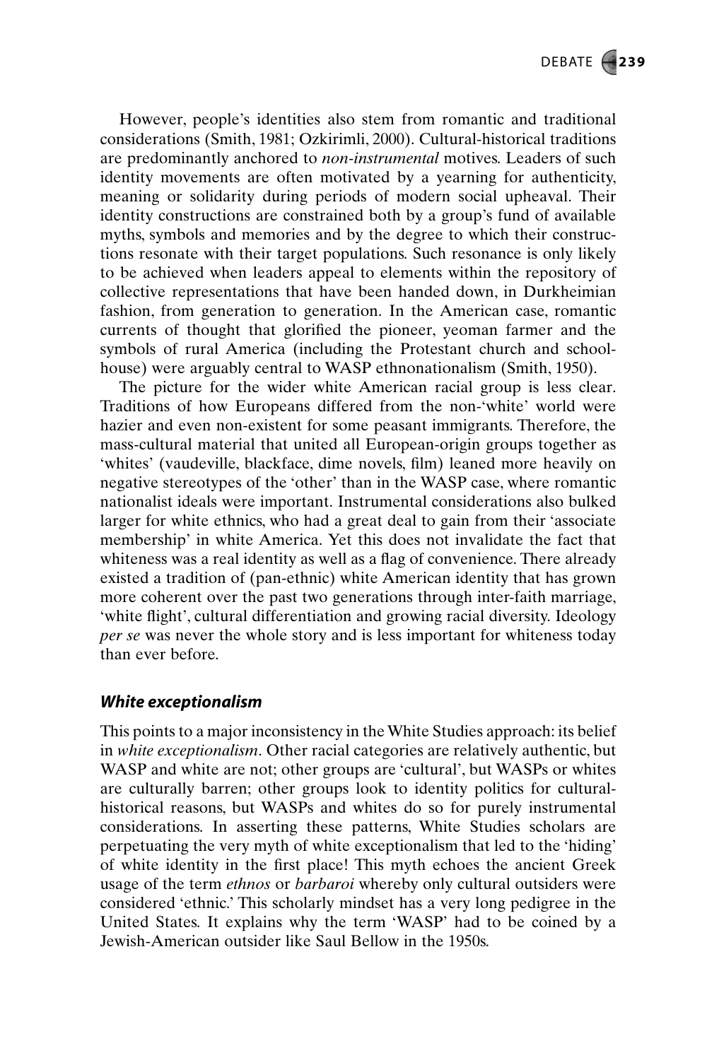However, people's identities also stem from romantic and traditional considerations (Smith, 1981; Ozkirimli, 2000). Cultural-historical traditions are predominantly anchored to *non-instrumental* motives. Leaders of such identity movements are often motivated by a yearning for authenticity, meaning or solidarity during periods of modern social upheaval. Their identity constructions are constrained both by a group's fund of available myths, symbols and memories and by the degree to which their constructions resonate with their target populations. Such resonance is only likely to be achieved when leaders appeal to elements within the repository of collective representations that have been handed down, in Durkheimian fashion, from generation to generation. In the American case, romantic currents of thought that glorified the pioneer, yeoman farmer and the symbols of rural America (including the Protestant church and schoolhouse) were arguably central to WASP ethnonationalism (Smith, 1950).

The picture for the wider white American racial group is less clear. Traditions of how Europeans differed from the non-'white' world were hazier and even non-existent for some peasant immigrants. Therefore, the mass-cultural material that united all European-origin groups together as 'whites' (vaudeville, blackface, dime novels, film) leaned more heavily on negative stereotypes of the 'other' than in the WASP case, where romantic nationalist ideals were important. Instrumental considerations also bulked larger for white ethnics, who had a great deal to gain from their 'associate membership' in white America. Yet this does not invalidate the fact that whiteness was a real identity as well as a flag of convenience. There already existed a tradition of (pan-ethnic) white American identity that has grown more coherent over the past two generations through inter-faith marriage, 'white flight', cultural differentiation and growing racial diversity. Ideology *per se* was never the whole story and is less important for whiteness today than ever before.

### *White exceptionalism*

This points to a major inconsistency in the White Studies approach: its belief in *white exceptionalism*. Other racial categories are relatively authentic, but WASP and white are not; other groups are 'cultural', but WASPs or whites are culturally barren; other groups look to identity politics for cultural-historical reasons, but WASPs and whites do so for purely instrumental considerations. In asserting these patterns, White Studies scholars are perpetuating the very myth of white exceptionalism that led to the 'hiding' of white identity in the first place! This myth echoes the ancient Greek usage of the term *ethnos* or *barbaroi* whereby only cultural outsiders were considered 'ethnic.' This scholarly mindset has a very long pedigree in the United States. It explains why the term 'WASP' had to be coined by a Jewish-American outsider like Saul Bellow in the 1950s.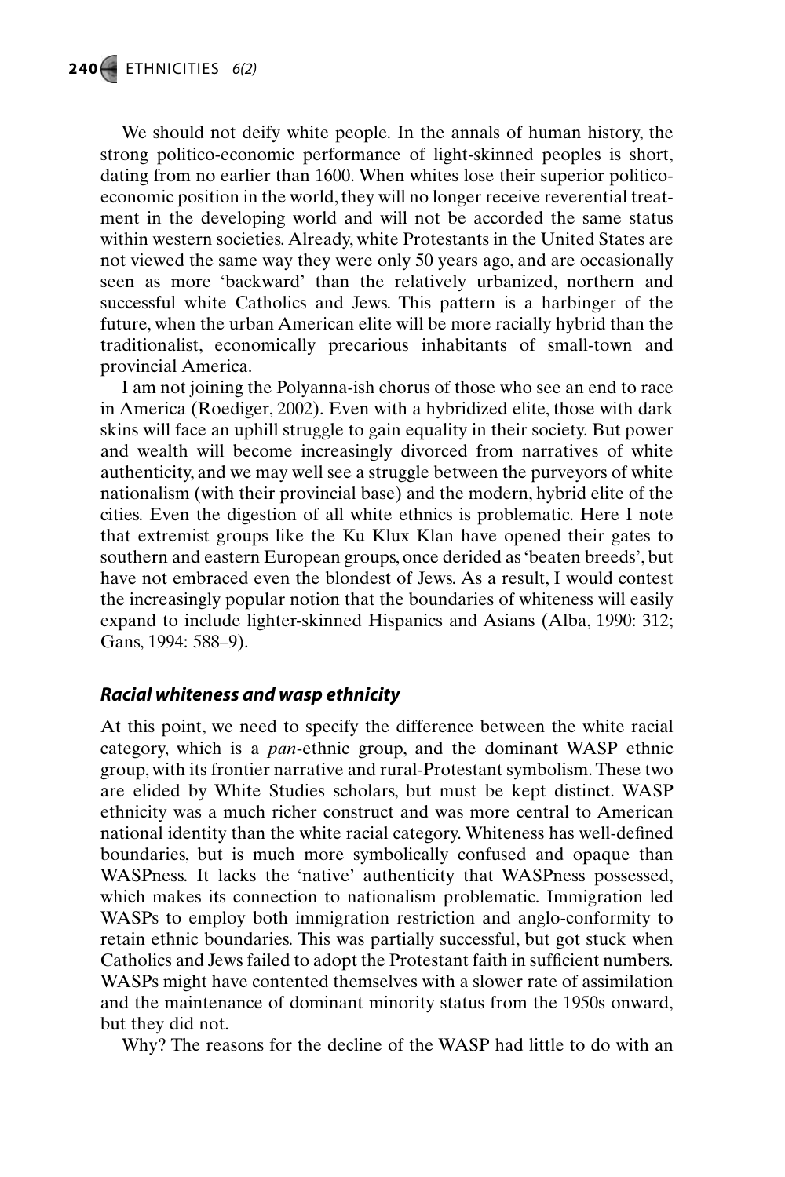We should not deify white people. In the annals of human history, the strong politico-economic performance of light-skinned peoples is short, dating from no earlier than 1600. When whites lose their superior politico-economic position in the world, they will no longer receive reverential treatment in the developing world and will not be accorded the same status within western societies. Already, white Protestants in the United States are not viewed the same way they were only 50 years ago, and are occasionally seen as more 'backward' than the relatively urbanized, northern and successful white Catholics and Jews. This pattern is a harbinger of the future, when the urban American elite will be more racially hybrid than the traditionalist, economically precarious inhabitants of small-town and provincial America.

I am not joining the Polyanna-ish chorus of those who see an end to race in America (Roediger, 2002). Even with a hybridized elite, those with dark skins will face an uphill struggle to gain equality in their society. But power and wealth will become increasingly divorced from narratives of white authenticity, and we may well see a struggle between the purveyors of white nationalism (with their provincial base) and the modern, hybrid elite of the cities. Even the digestion of all white ethnics is problematic. Here I note that extremist groups like the Ku Klux Klan have opened their gates to southern and eastern European groups, once derided as 'beaten breeds', but have not embraced even the blondest of Jews. As a result, I would contest the increasingly popular notion that the boundaries of whiteness will easily expand to include lighter-skinned Hispanics and Asians (Alba, 1990: 312; Gans, 1994: 588–9).

### *Racial whiteness and wasp ethnicity*

At this point, we need to specify the difference between the white racial category, which is a *pan*-ethnic group, and the dominant WASP ethnic group, with its frontier narrative and rural-Protestant symbolism. These two are elided by White Studies scholars, but must be kept distinct. WASP ethnicity was a much richer construct and was more central to American national identity than the white racial category. Whiteness has well-defined boundaries, but is much more symbolically confused and opaque than WASPness. It lacks the 'native' authenticity that WASPness possessed, which makes its connection to nationalism problematic. Immigration led WASPs to employ both immigration restriction and anglo-conformity to retain ethnic boundaries. This was partially successful, but got stuck when Catholics and Jews failed to adopt the Protestant faith in sufficient numbers. WASPs might have contented themselves with a slower rate of assimilation and the maintenance of dominant minority status from the 1950s onward, but they did not.

Why? The reasons for the decline of the WASP had little to do with an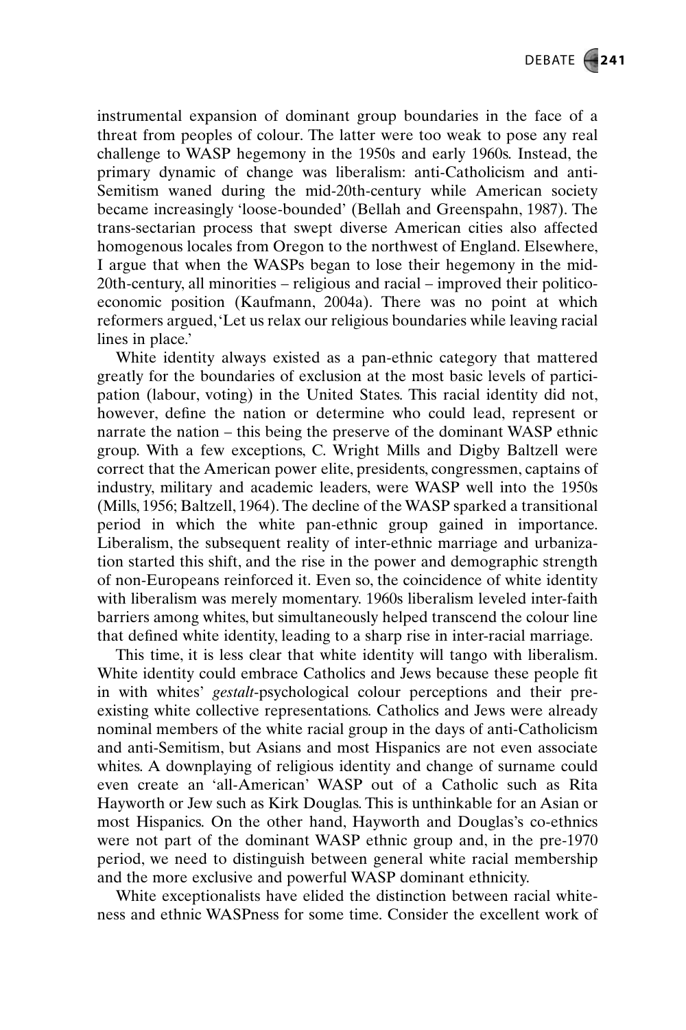instrumental expansion of dominant group boundaries in the face of a threat from peoples of colour. The latter were too weak to pose any real challenge to WASP hegemony in the 1950s and early 1960s. Instead, the primary dynamic of change was liberalism: anti-Catholicism and anti-Semitism waned during the mid-20th-century while American society became increasingly 'loose-bounded' (Bellah and Greenspahn, 1987). The trans-sectarian process that swept diverse American cities also affected homogenous locales from Oregon to the northwest of England. Elsewhere, I argue that when the WASPs began to lose their hegemony in the mid-20th-century, all minorities – religious and racial – improved their politico-economic position (Kaufmann, 2004a). There was no point at which reformers argued, 'Let us relax our religious boundaries while leaving racial lines in place.'

White identity always existed as a pan-ethnic category that mattered greatly for the boundaries of exclusion at the most basic levels of participation (labour, voting) in the United States. This racial identity did not, however, define the nation or determine who could lead, represent or narrate the nation – this being the preserve of the dominant WASP ethnic group. With a few exceptions, C. Wright Mills and Digby Baltzell were correct that the American power elite, presidents, congressmen, captains of industry, military and academic leaders, were WASP well into the 1950s (Mills, 1956; Baltzell, 1964). The decline of the WASP sparked a transitional period in which the white pan-ethnic group gained in importance. Liberalism, the subsequent reality of inter-ethnic marriage and urbanization started this shift, and the rise in the power and demographic strength of non-Europeans reinforced it. Even so, the coincidence of white identity with liberalism was merely momentary. 1960s liberalism leveled inter-faith barriers among whites, but simultaneously helped transcend the colour line that defined white identity, leading to a sharp rise in inter-racial marriage.

This time, it is less clear that white identity will tango with liberalism. White identity could embrace Catholics and Jews because these people fit in with whites' *gestalt*-psychological colour perceptions and their pre-existing white collective representations. Catholics and Jews were already nominal members of the white racial group in the days of anti-Catholicism and anti-Semitism, but Asians and most Hispanics are not even associate whites. A downplaying of religious identity and change of surname could even create an 'all-American' WASP out of a Catholic such as Rita Hayworth or Jew such as Kirk Douglas. This is unthinkable for an Asian or most Hispanics. On the other hand, Hayworth and Douglas's co-ethnics were not part of the dominant WASP ethnic group and, in the pre-1970 period, we need to distinguish between general white racial membership and the more exclusive and powerful WASP dominant ethnicity.

White exceptionalists have elided the distinction between racial whiteness and ethnic WASPness for some time. Consider the excellent work of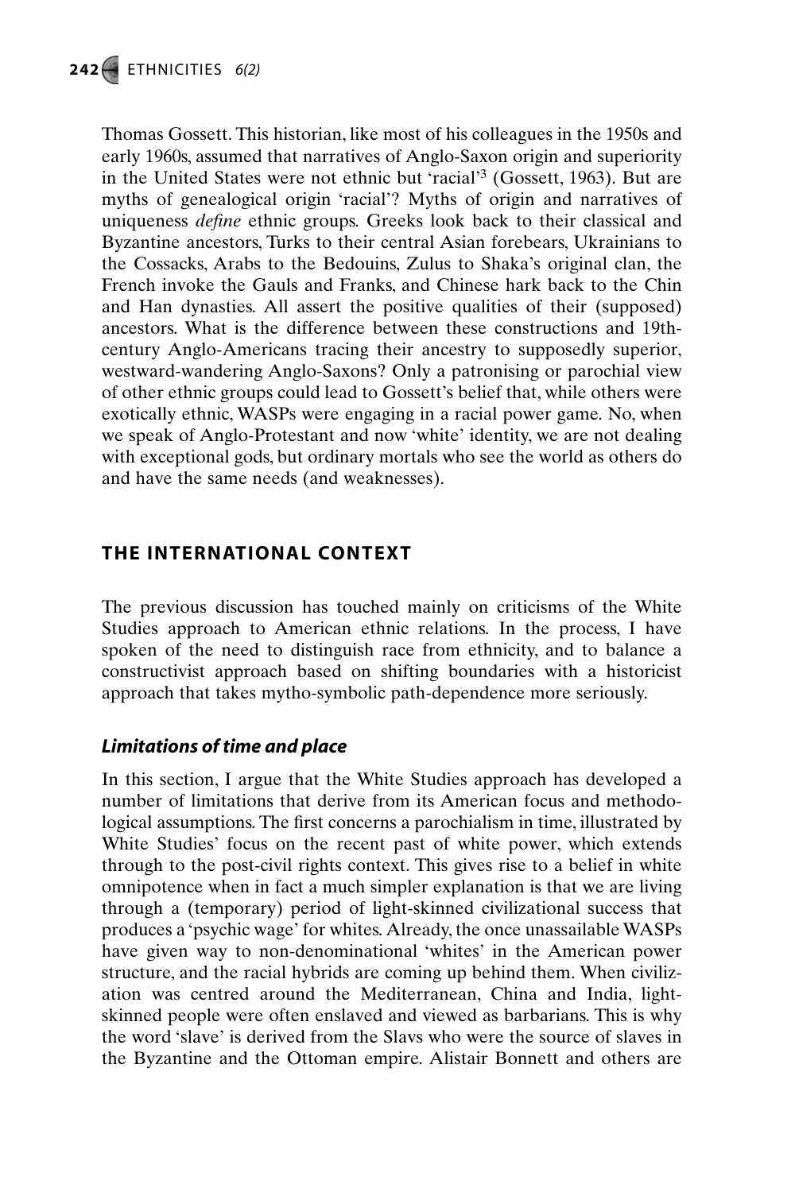Thomas Gossett. This historian, like most of his colleagues in the 1950s and early 1960s, assumed that narratives of Anglo-Saxon origin and superiority in the United States were not ethnic but 'racial'[3] (Gossett, 1963). But are myths of genealogical origin 'racial'? Myths of origin and narratives of uniqueness *define* ethnic groups. Greeks look back to their classical and Byzantine ancestors, Turks to their central Asian forebears, Ukrainians to the Cossacks, Arabs to the Bedouins, Zulus to Shaka's original clan, the French invoke the Gauls and Franks, and Chinese hark back to the Chin and Han dynasties. All assert the positive qualities of their (supposed) ancestors. What is the difference between these constructions and 19th-century Anglo-Americans tracing their ancestry to supposedly superior, westward-wandering Anglo-Saxons? Only a patronising or parochial view of other ethnic groups could lead to Gossett's belief that, while others were exotically ethnic, WASPs were engaging in a racial power game. No, when we speak of Anglo-Protestant and now 'white' identity, we are not dealing with exceptional gods, but ordinary mortals who see the world as others do and have the same needs (and weaknesses).

## THE INTERNATIONAL CONTEXT

The previous discussion has touched mainly on criticisms of the White Studies approach to American ethnic relations. In the process, I have spoken of the need to distinguish race from ethnicity, and to balance a constructivist approach based on shifting boundaries with a historicist approach that takes mytho-symbolic path-dependence more seriously.

### *Limitations of time and place*

In this section, I argue that the White Studies approach has developed a number of limitations that derive from its American focus and methodological assumptions. The first concerns a parochialism in time, illustrated by White Studies' focus on the recent past of white power, which extends through to the post-civil rights context. This gives rise to a belief in white omnipotence when in fact a much simpler explanation is that we are living through a (temporary) period of light-skinned civilizational success that produces a 'psychic wage' for whites. Already, the once unassailable WASPs have given way to non-denominational 'whites' in the American power structure, and the racial hybrids are coming up behind them. When civilization was centred around the Mediterranean, China and India, light-skinned people were often enslaved and viewed as barbarians. This is why the word 'slave' is derived from the Slavs who were the source of slaves in the Byzantine and the Ottoman empire. Alistair Bonnett and others are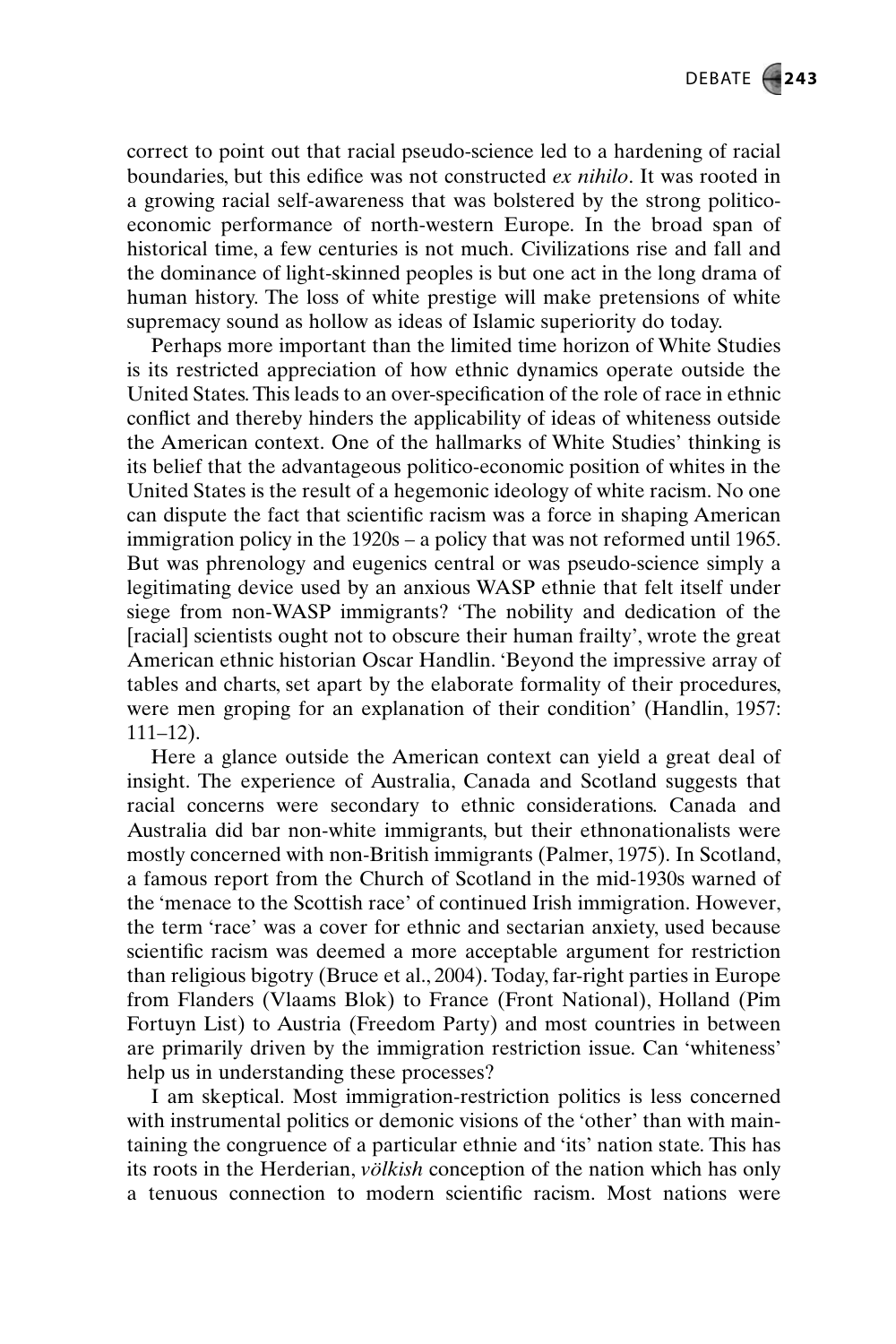correct to point out that racial pseudo-science led to a hardening of racial boundaries, but this edifice was not constructed *ex nihilo*. It was rooted in a growing racial self-awareness that was bolstered by the strong politico-economic performance of north-western Europe. In the broad span of historical time, a few centuries is not much. Civilizations rise and fall and the dominance of light-skinned peoples is but one act in the long drama of human history. The loss of white prestige will make pretensions of white supremacy sound as hollow as ideas of Islamic superiority do today.

Perhaps more important than the limited time horizon of White Studies is its restricted appreciation of how ethnic dynamics operate outside the United States. This leads to an over-specification of the role of race in ethnic conflict and thereby hinders the applicability of ideas of whiteness outside the American context. One of the hallmarks of White Studies' thinking is its belief that the advantageous politico-economic position of whites in the United States is the result of a hegemonic ideology of white racism. No one can dispute the fact that scientific racism was a force in shaping American immigration policy in the 1920s – a policy that was not reformed until 1965. But was phrenology and eugenics central or was pseudo-science simply a legitimating device used by an anxious WASP ethnie that felt itself under siege from non-WASP immigrants? 'The nobility and dedication of the [racial] scientists ought not to obscure their human frailty', wrote the great American ethnic historian Oscar Handlin. 'Beyond the impressive array of tables and charts, set apart by the elaborate formality of their procedures, were men groping for an explanation of their condition' (Handlin, 1957: 111–12).

Here a glance outside the American context can yield a great deal of insight. The experience of Australia, Canada and Scotland suggests that racial concerns were secondary to ethnic considerations. Canada and Australia did bar non-white immigrants, but their ethnonationalists were mostly concerned with non-British immigrants (Palmer, 1975). In Scotland, a famous report from the Church of Scotland in the mid-1930s warned of the 'menace to the Scottish race' of continued Irish immigration. However, the term 'race' was a cover for ethnic and sectarian anxiety, used because scientific racism was deemed a more acceptable argument for restriction than religious bigotry (Bruce et al., 2004). Today, far-right parties in Europe from Flanders (Vlaams Blok) to France (Front National), Holland (Pim Fortuyn List) to Austria (Freedom Party) and most countries in between are primarily driven by the immigration restriction issue. Can 'whiteness' help us in understanding these processes?

I am skeptical. Most immigration-restriction politics is less concerned with instrumental politics or demonic visions of the 'other' than with maintaining the congruence of a particular ethnie and 'its' nation state. This has its roots in the Herderian, *völkish* conception of the nation which has only a tenuous connection to modern scientific racism. Most nations were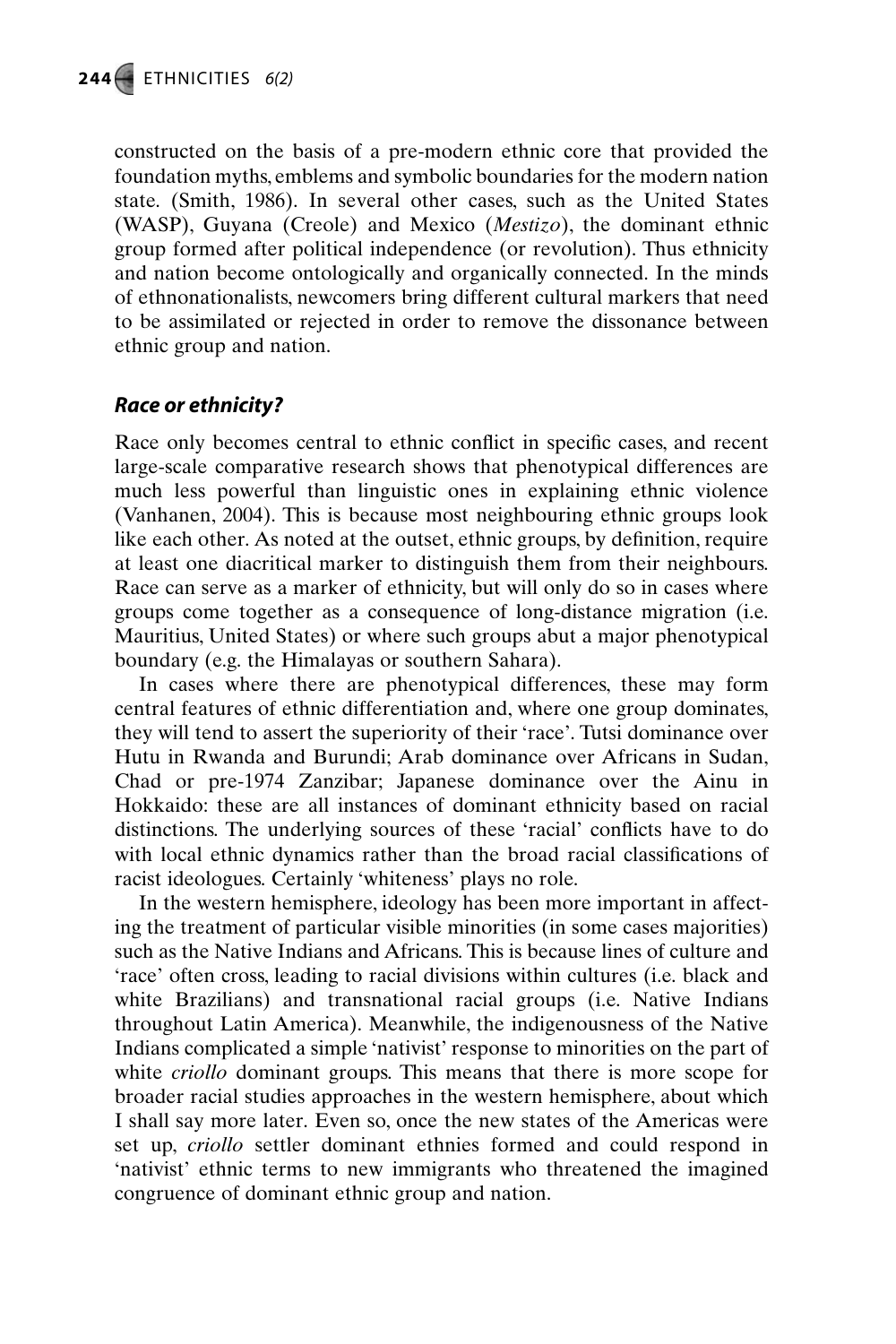constructed on the basis of a pre-modern ethnic core that provided the foundation myths, emblems and symbolic boundaries for the modern nation state. (Smith, 1986). In several other cases, such as the United States (WASP), Guyana (Creole) and Mexico (*Mestizo*), the dominant ethnic group formed after political independence (or revolution). Thus ethnicity and nation become ontologically and organically connected. In the minds of ethnonationalists, newcomers bring different cultural markers that need to be assimilated or rejected in order to remove the dissonance between ethnic group and nation.

### *Race or ethnicity?*

Race only becomes central to ethnic conflict in specific cases, and recent large-scale comparative research shows that phenotypical differences are much less powerful than linguistic ones in explaining ethnic violence (Vanhanen, 2004). This is because most neighbouring ethnic groups look like each other. As noted at the outset, ethnic groups, by definition, require at least one diacritical marker to distinguish them from their neighbours. Race can serve as a marker of ethnicity, but will only do so in cases where groups come together as a consequence of long-distance migration (i.e. Mauritius, United States) or where such groups abut a major phenotypical boundary (e.g. the Himalayas or southern Sahara).

In cases where there are phenotypical differences, these may form central features of ethnic differentiation and, where one group dominates, they will tend to assert the superiority of their 'race'. Tutsi dominance over Hutu in Rwanda and Burundi; Arab dominance over Africans in Sudan, Chad or pre-1974 Zanzibar; Japanese dominance over the Ainu in Hokkaido: these are all instances of dominant ethnicity based on racial distinctions. The underlying sources of these 'racial' conflicts have to do with local ethnic dynamics rather than the broad racial classifications of racist ideologues. Certainly 'whiteness' plays no role.

In the western hemisphere, ideology has been more important in affecting the treatment of particular visible minorities (in some cases majorities) such as the Native Indians and Africans. This is because lines of culture and 'race' often cross, leading to racial divisions within cultures (i.e. black and white Brazilians) and transnational racial groups (i.e. Native Indians throughout Latin America). Meanwhile, the indigenousness of the Native Indians complicated a simple 'nativist' response to minorities on the part of white *criollo* dominant groups. This means that there is more scope for broader racial studies approaches in the western hemisphere, about which I shall say more later. Even so, once the new states of the Americas were set up, *criollo* settler dominant ethnies formed and could respond in 'nativist' ethnic terms to new immigrants who threatened the imagined congruence of dominant ethnic group and nation.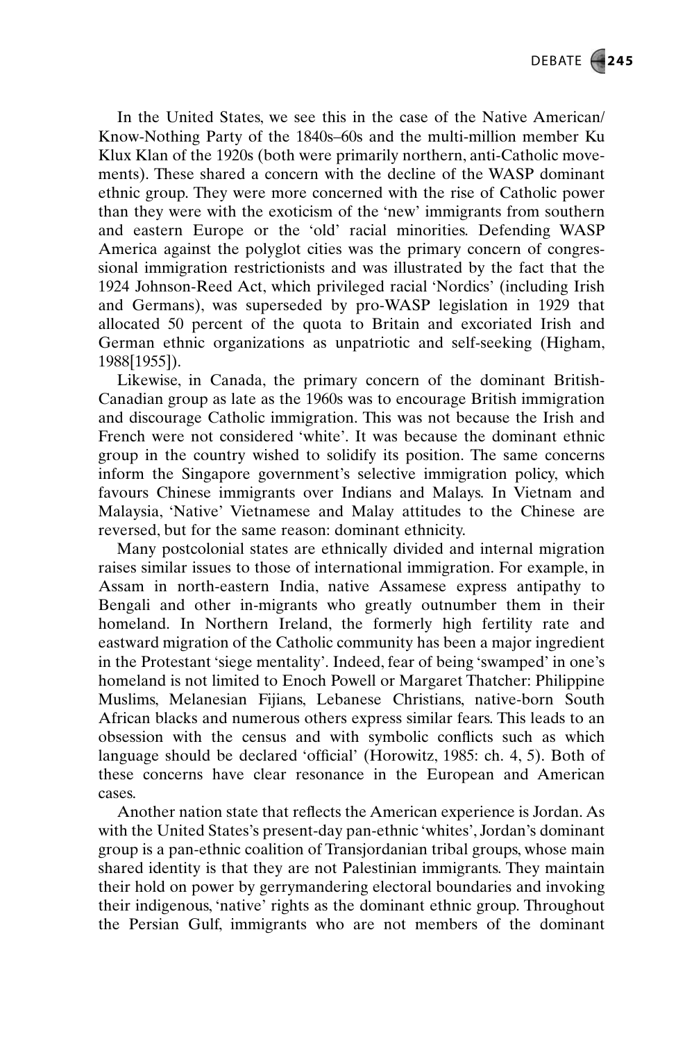In the United States, we see this in the case of the Native American/Know-Nothing Party of the 1840s–60s and the multi-million member Ku Klux Klan of the 1920s (both were primarily northern, anti-Catholic movements). These shared a concern with the decline of the WASP dominant ethnic group. They were more concerned with the rise of Catholic power than they were with the exoticism of the 'new' immigrants from southern and eastern Europe or the 'old' racial minorities. Defending WASP America against the polyglot cities was the primary concern of congressional immigration restrictionists and was illustrated by the fact that the 1924 Johnson-Reed Act, which privileged racial 'Nordics' (including Irish and Germans), was superseded by pro-WASP legislation in 1929 that allocated 50 percent of the quota to Britain and excoriated Irish and German ethnic organizations as unpatriotic and self-seeking (Higham, 1988[1955]).

Likewise, in Canada, the primary concern of the dominant British-Canadian group as late as the 1960s was to encourage British immigration and discourage Catholic immigration. This was not because the Irish and French were not considered 'white'. It was because the dominant ethnic group in the country wished to solidify its position. The same concerns inform the Singapore government's selective immigration policy, which favours Chinese immigrants over Indians and Malays. In Vietnam and Malaysia, 'Native' Vietnamese and Malay attitudes to the Chinese are reversed, but for the same reason: dominant ethnicity.

Many postcolonial states are ethnically divided and internal migration raises similar issues to those of international immigration. For example, in Assam in north-eastern India, native Assamese express antipathy to Bengali and other in-migrants who greatly outnumber them in their homeland. In Northern Ireland, the formerly high fertility rate and eastward migration of the Catholic community has been a major ingredient in the Protestant 'siege mentality'. Indeed, fear of being 'swamped' in one's homeland is not limited to Enoch Powell or Margaret Thatcher: Philippine Muslims, Melanesian Fijians, Lebanese Christians, native-born South African blacks and numerous others express similar fears. This leads to an obsession with the census and with symbolic conflicts such as which language should be declared 'official' (Horowitz, 1985: ch. 4, 5). Both of these concerns have clear resonance in the European and American cases.

Another nation state that reflects the American experience is Jordan. As with the United States's present-day pan-ethnic 'whites', Jordan's dominant group is a pan-ethnic coalition of Transjordanian tribal groups, whose main shared identity is that they are not Palestinian immigrants. They maintain their hold on power by gerrymandering electoral boundaries and invoking their indigenous, 'native' rights as the dominant ethnic group. Throughout the Persian Gulf, immigrants who are not members of the dominant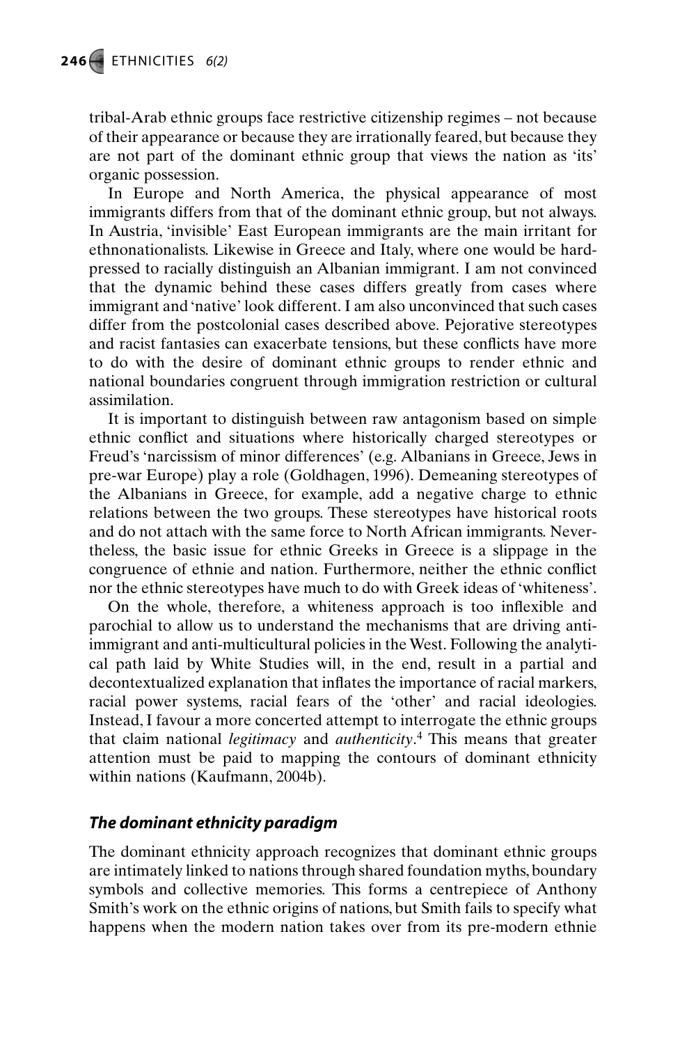tribal-Arab ethnic groups face restrictive citizenship regimes – not because of their appearance or because they are irrationally feared, but because they are not part of the dominant ethnic group that views the nation as 'its' organic possession.

In Europe and North America, the physical appearance of most immigrants differs from that of the dominant ethnic group, but not always. In Austria, 'invisible' East European immigrants are the main irritant for ethnonationalists. Likewise in Greece and Italy, where one would be hard-pressed to racially distinguish an Albanian immigrant. I am not convinced that the dynamic behind these cases differs greatly from cases where immigrant and 'native' look different. I am also unconvinced that such cases differ from the postcolonial cases described above. Pejorative stereotypes and racist fantasies can exacerbate tensions, but these conflicts have more to do with the desire of dominant ethnic groups to render ethnic and national boundaries congruent through immigration restriction or cultural assimilation.

It is important to distinguish between raw antagonism based on simple ethnic conflict and situations where historically charged stereotypes or Freud's 'narcissism of minor differences' (e.g. Albanians in Greece, Jews in pre-war Europe) play a role (Goldhagen, 1996). Demeaning stereotypes of the Albanians in Greece, for example, add a negative charge to ethnic relations between the two groups. These stereotypes have historical roots and do not attach with the same force to North African immigrants. Nevertheless, the basic issue for ethnic Greeks in Greece is a slippage in the congruence of ethnie and nation. Furthermore, neither the ethnic conflict nor the ethnic stereotypes have much to do with Greek ideas of 'whiteness'.

On the whole, therefore, a whiteness approach is too inflexible and parochial to allow us to understand the mechanisms that are driving anti-immigrant and anti-multicultural policies in the West. Following the analytical path laid by White Studies will, in the end, result in a partial and decontextualized explanation that inflates the importance of racial markers, racial power systems, racial fears of the 'other' and racial ideologies. Instead, I favour a more concerted attempt to interrogate the ethnic groups that claim national *legitimacy* and *authenticity*.[4] This means that greater attention must be paid to mapping the contours of dominant ethnicity within nations (Kaufmann, 2004b).

## *The dominant ethnicity paradigm*

The dominant ethnicity approach recognizes that dominant ethnic groups are intimately linked to nations through shared foundation myths, boundary symbols and collective memories. This forms a centrepiece of Anthony Smith's work on the ethnic origins of nations, but Smith fails to specify what happens when the modern nation takes over from its pre-modern ethnie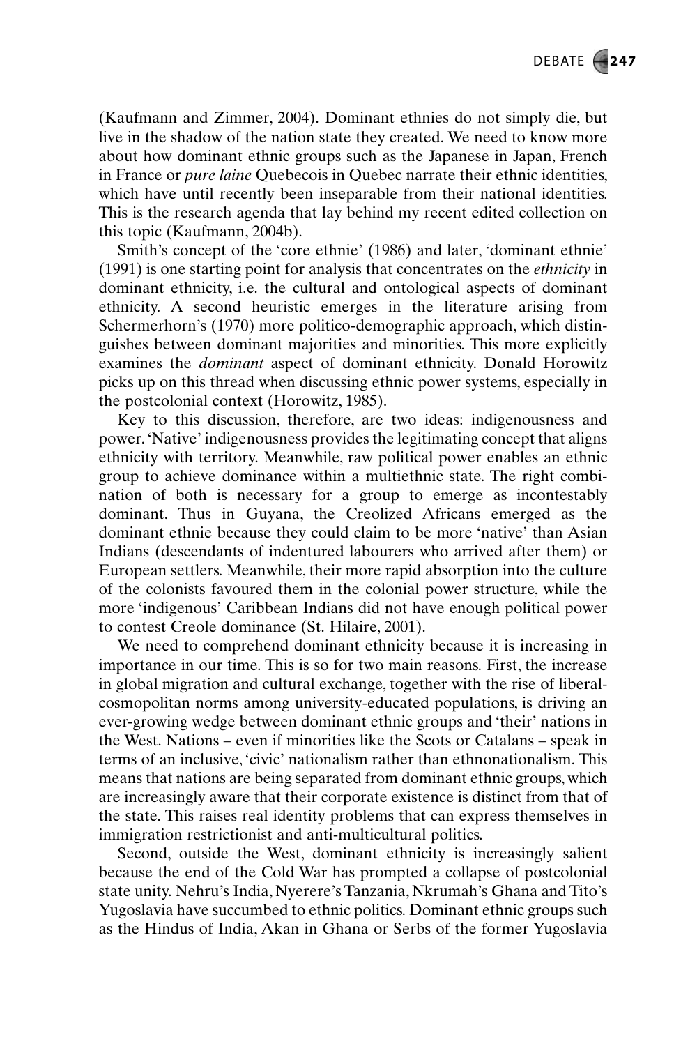(Kaufmann and Zimmer, 2004). Dominant ethnies do not simply die, but live in the shadow of the nation state they created. We need to know more about how dominant ethnic groups such as the Japanese in Japan, French in France or *pure laine* Quebecois in Quebec narrate their ethnic identities, which have until recently been inseparable from their national identities. This is the research agenda that lay behind my recent edited collection on this topic (Kaufmann, 2004b).

Smith's concept of the 'core ethnie' (1986) and later, 'dominant ethnie' (1991) is one starting point for analysis that concentrates on the *ethnicity* in dominant ethnicity, i.e. the cultural and ontological aspects of dominant ethnicity. A second heuristic emerges in the literature arising from Schermerhorn's (1970) more politico-demographic approach, which distinguishes between dominant majorities and minorities. This more explicitly examines the *dominant* aspect of dominant ethnicity. Donald Horowitz picks up on this thread when discussing ethnic power systems, especially in the postcolonial context (Horowitz, 1985).

Key to this discussion, therefore, are two ideas: indigenousness and power. 'Native' indigenousness provides the legitimating concept that aligns ethnicity with territory. Meanwhile, raw political power enables an ethnic group to achieve dominance within a multiethnic state. The right combination of both is necessary for a group to emerge as incontestably dominant. Thus in Guyana, the Creolized Africans emerged as the dominant ethnie because they could claim to be more 'native' than Asian Indians (descendants of indentured labourers who arrived after them) or European settlers. Meanwhile, their more rapid absorption into the culture of the colonists favoured them in the colonial power structure, while the more 'indigenous' Caribbean Indians did not have enough political power to contest Creole dominance (St. Hilaire, 2001).

We need to comprehend dominant ethnicity because it is increasing in importance in our time. This is so for two main reasons. First, the increase in global migration and cultural exchange, together with the rise of liberal-cosmopolitan norms among university-educated populations, is driving an ever-growing wedge between dominant ethnic groups and 'their' nations in the West. Nations – even if minorities like the Scots or Catalans – speak in terms of an inclusive, 'civic' nationalism rather than ethnonationalism. This means that nations are being separated from dominant ethnic groups, which are increasingly aware that their corporate existence is distinct from that of the state. This raises real identity problems that can express themselves in immigration restrictionist and anti-multicultural politics.

Second, outside the West, dominant ethnicity is increasingly salient because the end of the Cold War has prompted a collapse of postcolonial state unity. Nehru's India, Nyerere's Tanzania, Nkrumah's Ghana and Tito's Yugoslavia have succumbed to ethnic politics. Dominant ethnic groups such as the Hindus of India, Akan in Ghana or Serbs of the former Yugoslavia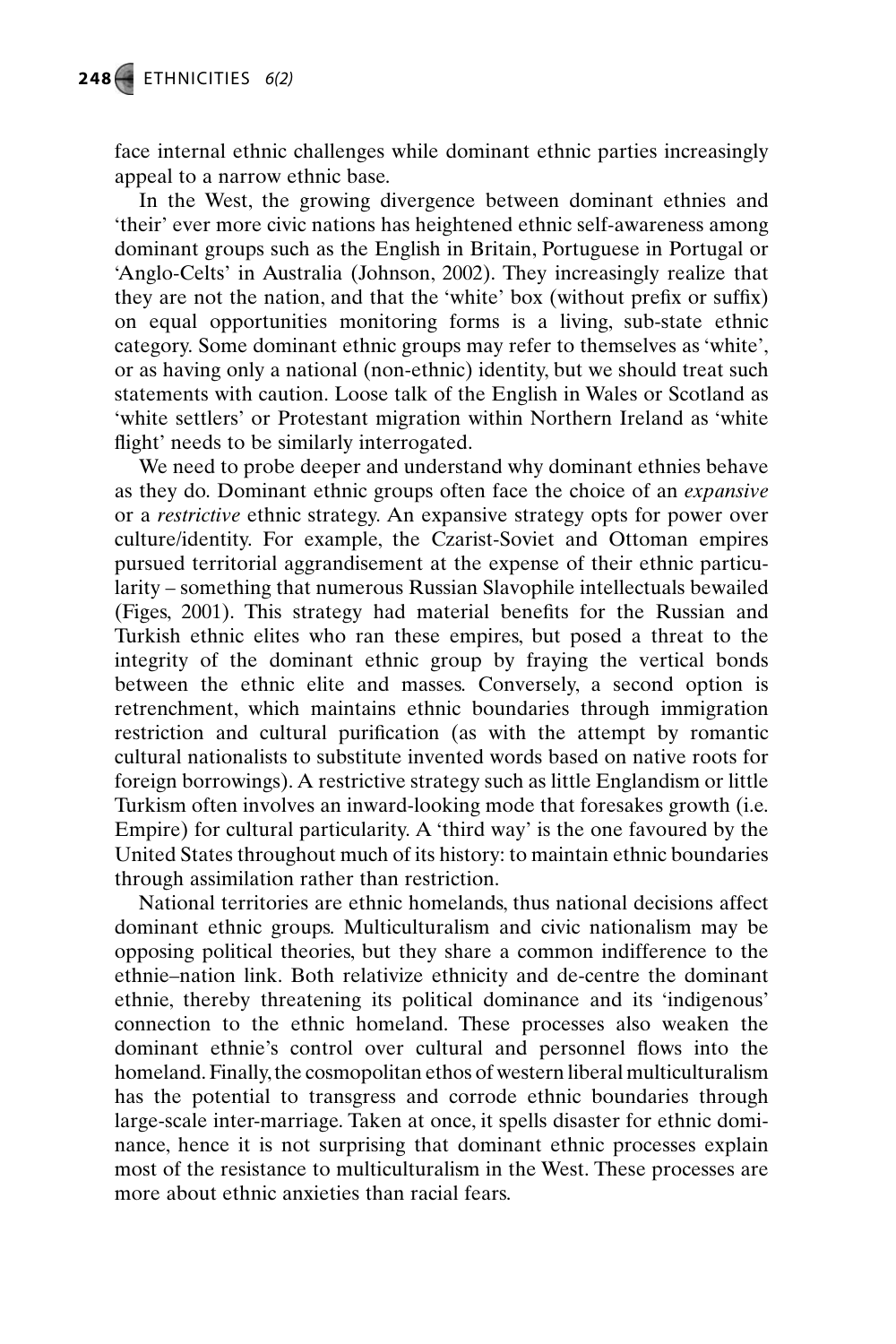face internal ethnic challenges while dominant ethnic parties increasingly appeal to a narrow ethnic base.

In the West, the growing divergence between dominant ethnies and 'their' ever more civic nations has heightened ethnic self-awareness among dominant groups such as the English in Britain, Portuguese in Portugal or 'Anglo-Celts' in Australia (Johnson, 2002). They increasingly realize that they are not the nation, and that the 'white' box (without prefix or suffix) on equal opportunities monitoring forms is a living, sub-state ethnic category. Some dominant ethnic groups may refer to themselves as 'white', or as having only a national (non-ethnic) identity, but we should treat such statements with caution. Loose talk of the English in Wales or Scotland as 'white settlers' or Protestant migration within Northern Ireland as 'white flight' needs to be similarly interrogated.

We need to probe deeper and understand why dominant ethnies behave as they do. Dominant ethnic groups often face the choice of an *expansive* or a *restrictive* ethnic strategy. An expansive strategy opts for power over culture/identity. For example, the Czarist-Soviet and Ottoman empires pursued territorial aggrandisement at the expense of their ethnic particularity – something that numerous Russian Slavophile intellectuals bewailed (Figes, 2001). This strategy had material benefits for the Russian and Turkish ethnic elites who ran these empires, but posed a threat to the integrity of the dominant ethnic group by fraying the vertical bonds between the ethnic elite and masses. Conversely, a second option is retrenchment, which maintains ethnic boundaries through immigration restriction and cultural purification (as with the attempt by romantic cultural nationalists to substitute invented words based on native roots for foreign borrowings). A restrictive strategy such as little Englandism or little Turkism often involves an inward-looking mode that foresakes growth (i.e. Empire) for cultural particularity. A 'third way' is the one favoured by the United States throughout much of its history: to maintain ethnic boundaries through assimilation rather than restriction.

National territories are ethnic homelands, thus national decisions affect dominant ethnic groups. Multiculturalism and civic nationalism may be opposing political theories, but they share a common indifference to the ethnie–nation link. Both relativize ethnicity and de-centre the dominant ethnie, thereby threatening its political dominance and its 'indigenous' connection to the ethnic homeland. These processes also weaken the dominant ethnie's control over cultural and personnel flows into the homeland. Finally, the cosmopolitan ethos of western liberal multiculturalism has the potential to transgress and corrode ethnic boundaries through large-scale inter-marriage. Taken at once, it spells disaster for ethnic dominance, hence it is not surprising that dominant ethnic processes explain most of the resistance to multiculturalism in the West. These processes are more about ethnic anxieties than racial fears.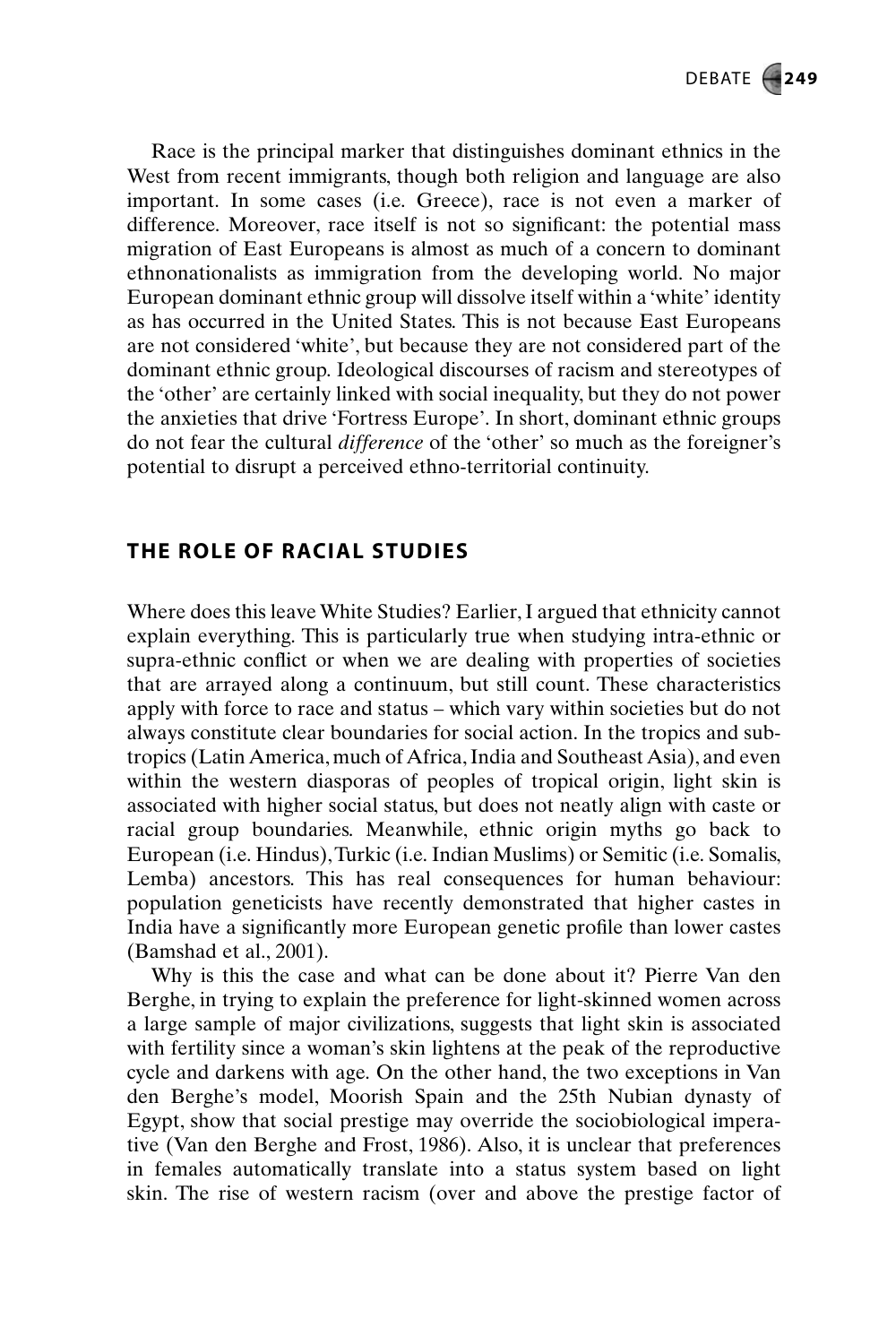Race is the principal marker that distinguishes dominant ethnics in the West from recent immigrants, though both religion and language are also important. In some cases (i.e. Greece), race is not even a marker of difference. Moreover, race itself is not so significant: the potential mass migration of East Europeans is almost as much of a concern to dominant ethnonationalists as immigration from the developing world. No major European dominant ethnic group will dissolve itself within a 'white' identity as has occurred in the United States. This is not because East Europeans are not considered 'white', but because they are not considered part of the dominant ethnic group. Ideological discourses of racism and stereotypes of the 'other' are certainly linked with social inequality, but they do not power the anxieties that drive 'Fortress Europe'. In short, dominant ethnic groups do not fear the cultural *difference* of the 'other' so much as the foreigner's potential to disrupt a perceived ethno-territorial continuity.

## THE ROLE OF RACIAL STUDIES

Where does this leave White Studies? Earlier, I argued that ethnicity cannot explain everything. This is particularly true when studying intra-ethnic or supra-ethnic conflict or when we are dealing with properties of societies that are arrayed along a continuum, but still count. These characteristics apply with force to race and status – which vary within societies but do not always constitute clear boundaries for social action. In the tropics and subtropics (Latin America, much of Africa, India and Southeast Asia), and even within the western diasporas of peoples of tropical origin, light skin is associated with higher social status, but does not neatly align with caste or racial group boundaries. Meanwhile, ethnic origin myths go back to European (i.e. Hindus), Turkic (i.e. Indian Muslims) or Semitic (i.e. Somalis, Lemba) ancestors. This has real consequences for human behaviour: population geneticists have recently demonstrated that higher castes in India have a significantly more European genetic profile than lower castes (Bamshad et al., 2001).

Why is this the case and what can be done about it? Pierre Van den Berghe, in trying to explain the preference for light-skinned women across a large sample of major civilizations, suggests that light skin is associated with fertility since a woman's skin lightens at the peak of the reproductive cycle and darkens with age. On the other hand, the two exceptions in Van den Berghe's model, Moorish Spain and the 25th Nubian dynasty of Egypt, show that social prestige may override the sociobiological imperative (Van den Berghe and Frost, 1986). Also, it is unclear that preferences in females automatically translate into a status system based on light skin. The rise of western racism (over and above the prestige factor of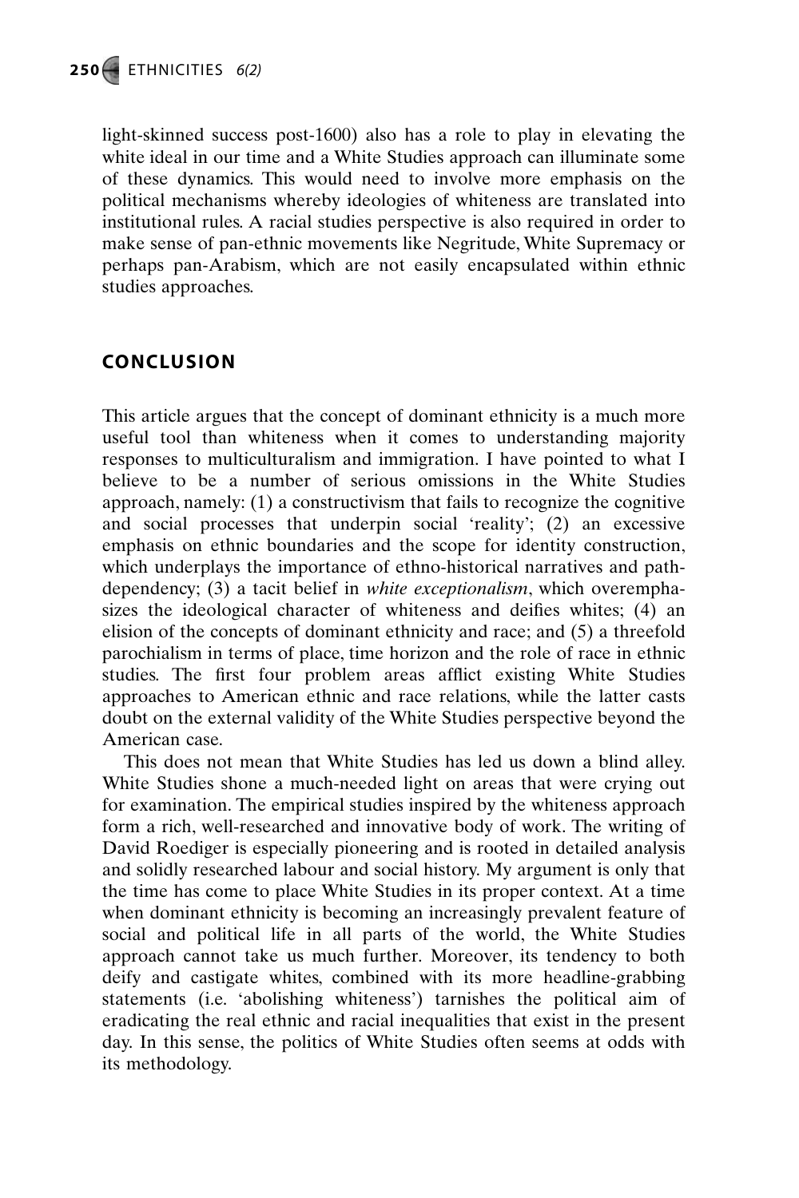light-skinned success post-1600) also has a role to play in elevating the white ideal in our time and a White Studies approach can illuminate some of these dynamics. This would need to involve more emphasis on the political mechanisms whereby ideologies of whiteness are translated into institutional rules. A racial studies perspective is also required in order to make sense of pan-ethnic movements like Negritude, White Supremacy or perhaps pan-Arabism, which are not easily encapsulated within ethnic studies approaches.

## CONCLUSION

This article argues that the concept of dominant ethnicity is a much more useful tool than whiteness when it comes to understanding majority responses to multiculturalism and immigration. I have pointed to what I believe to be a number of serious omissions in the White Studies approach, namely: (1) a constructivism that fails to recognize the cognitive and social processes that underpin social 'reality'; (2) an excessive emphasis on ethnic boundaries and the scope for identity construction, which underplays the importance of ethno-historical narratives and path-dependency; (3) a tacit belief in *white exceptionalism*, which overemphasizes the ideological character of whiteness and deifies whites; (4) an elision of the concepts of dominant ethnicity and race; and (5) a threefold parochialism in terms of place, time horizon and the role of race in ethnic studies. The first four problem areas afflict existing White Studies approaches to American ethnic and race relations, while the latter casts doubt on the external validity of the White Studies perspective beyond the American case.

This does not mean that White Studies has led us down a blind alley. White Studies shone a much-needed light on areas that were crying out for examination. The empirical studies inspired by the whiteness approach form a rich, well-researched and innovative body of work. The writing of David Roediger is especially pioneering and is rooted in detailed analysis and solidly researched labour and social history. My argument is only that the time has come to place White Studies in its proper context. At a time when dominant ethnicity is becoming an increasingly prevalent feature of social and political life in all parts of the world, the White Studies approach cannot take us much further. Moreover, its tendency to both deify and castigate whites, combined with its more headline-grabbing statements (i.e. 'abolishing whiteness') tarnishes the political aim of eradicating the real ethnic and racial inequalities that exist in the present day. In this sense, the politics of White Studies often seems at odds with its methodology.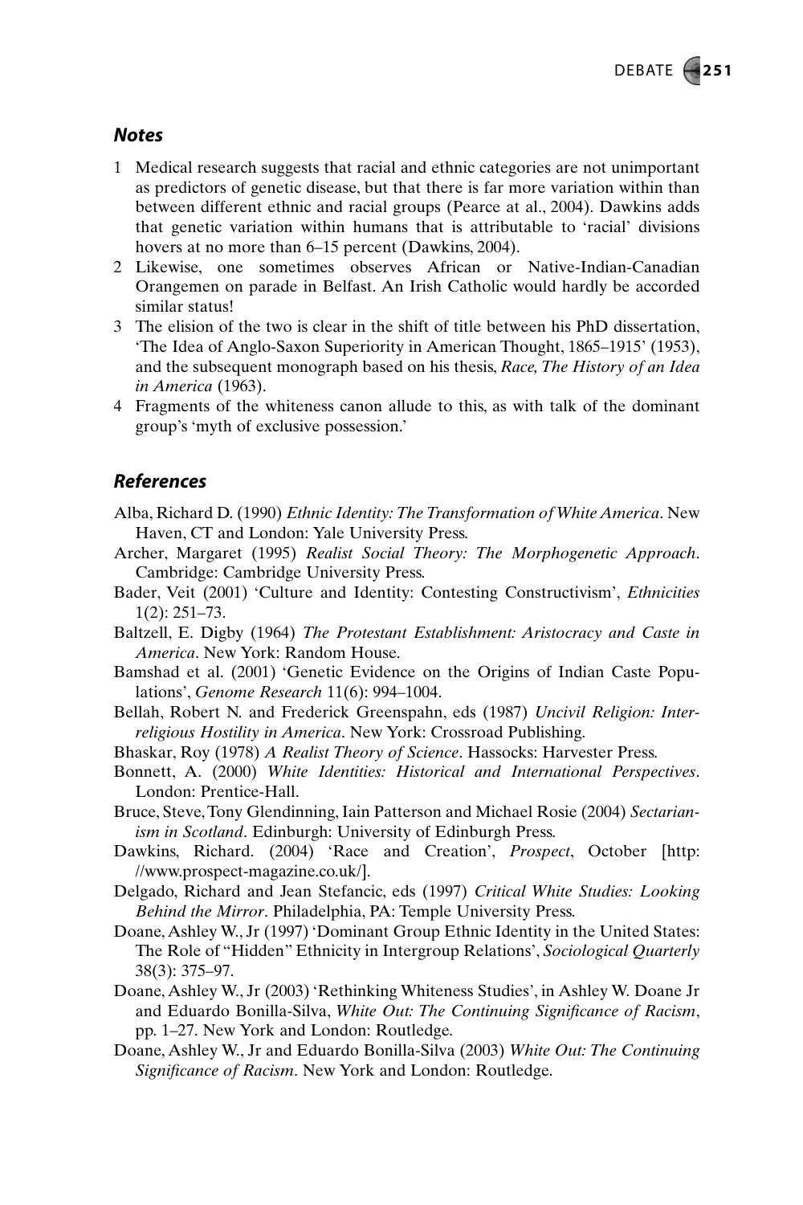### Notes

1. Medical research suggests that racial and ethnic categories are not unimportant as predictors of genetic disease, but that there is far more variation within than between different ethnic and racial groups (Pearce at al., 2004). Dawkins adds that genetic variation within humans that is attributable to 'racial' divisions hovers at no more than 6–15 percent (Dawkins, 2004).
2. Likewise, one sometimes observes African or Native-Indian-Canadian Orangemen on parade in Belfast. An Irish Catholic would hardly be accorded similar status!
3. The elision of the two is clear in the shift of title between his PhD dissertation, 'The Idea of Anglo-Saxon Superiority in American Thought, 1865–1915' (1953), and the subsequent monograph based on his thesis, *Race, The History of an Idea in America* (1963).
4. Fragments of the whiteness canon allude to this, as with talk of the dominant group's 'myth of exclusive possession.'

### References

Alba, Richard D. (1990) *Ethnic Identity: The Transformation of White America*. New Haven, CT and London: Yale University Press.

Archer, Margaret (1995) *Realist Social Theory: The Morphogenetic Approach*. Cambridge: Cambridge University Press.

Bader, Veit (2001) 'Culture and Identity: Contesting Constructivism', *Ethnicities* 1(2): 251–73.

Baltzell, E. Digby (1964) *The Protestant Establishment: Aristocracy and Caste in America*. New York: Random House.

Bamshad et al. (2001) 'Genetic Evidence on the Origins of Indian Caste Populations', *Genome Research* 11(6): 994–1004.

Bellah, Robert N. and Frederick Greenspahn, eds (1987) *Uncivil Religion: Interreligious Hostility in America*. New York: Crossroad Publishing.

Bhaskar, Roy (1978) *A Realist Theory of Science*. Hassocks: Harvester Press.

Bonnett, A. (2000) *White Identities: Historical and International Perspectives*. London: Prentice-Hall.

Bruce, Steve, Tony Glendinning, Iain Patterson and Michael Rosie (2004) *Sectarianism in Scotland*. Edinburgh: University of Edinburgh Press.

Dawkins, Richard. (2004) 'Race and Creation', *Prospect*, October [http://www.prospect-magazine.co.uk/].

Delgado, Richard and Jean Stefancic, eds (1997) *Critical White Studies: Looking Behind the Mirror*. Philadelphia, PA: Temple University Press.

Doane, Ashley W., Jr (1997) 'Dominant Group Ethnic Identity in the United States: The Role of "Hidden" Ethnicity in Intergroup Relations', *Sociological Quarterly* 38(3): 375–97.

Doane, Ashley W., Jr (2003) 'Rethinking Whiteness Studies', in Ashley W. Doane Jr and Eduardo Bonilla-Silva, *White Out: The Continuing Significance of Racism*, pp. 1–27. New York and London: Routledge.

Doane, Ashley W., Jr and Eduardo Bonilla-Silva (2003) *White Out: The Continuing Significance of Racism*. New York and London: Routledge.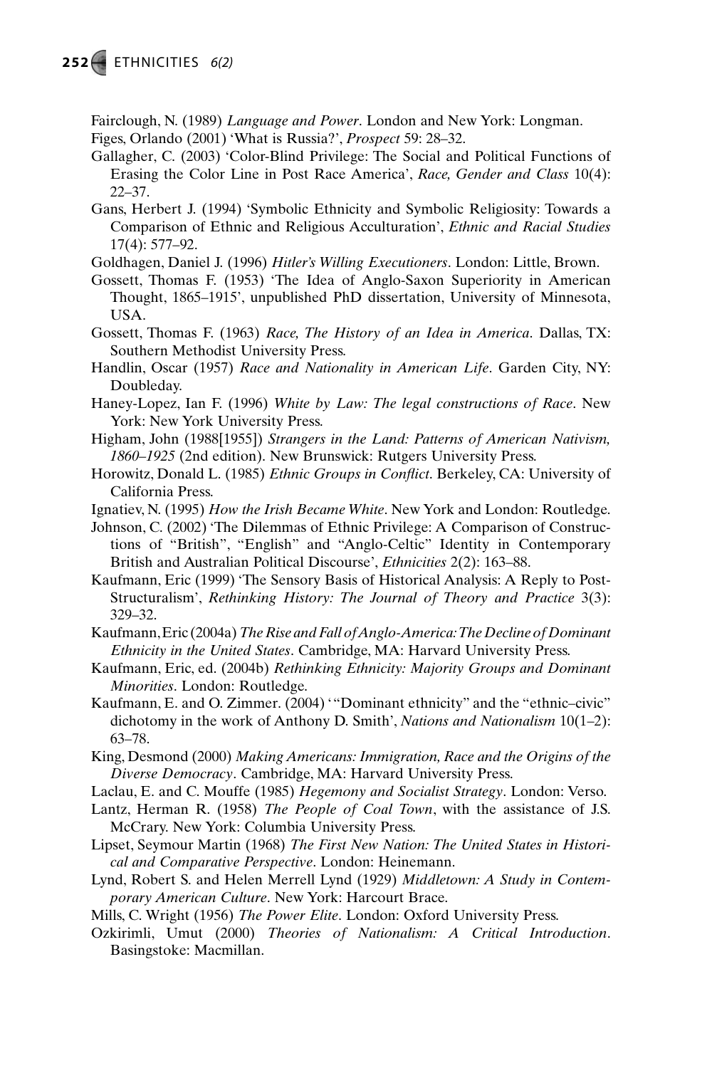Fairclough, N. (1989) *Language and Power*. London and New York: Longman.

Figes, Orlando (2001) 'What is Russia?', *Prospect* 59: 28–32.

Gallagher, C. (2003) 'Color-Blind Privilege: The Social and Political Functions of Erasing the Color Line in Post Race America', *Race, Gender and Class* 10(4): 22–37.

Gans, Herbert J. (1994) 'Symbolic Ethnicity and Symbolic Religiosity: Towards a Comparison of Ethnic and Religious Acculturation', *Ethnic and Racial Studies* 17(4): 577–92.

Goldhagen, Daniel J. (1996) *Hitler's Willing Executioners*. London: Little, Brown.

Gossett, Thomas F. (1953) 'The Idea of Anglo-Saxon Superiority in American Thought, 1865–1915', unpublished PhD dissertation, University of Minnesota, USA.

Gossett, Thomas F. (1963) *Race, The History of an Idea in America*. Dallas, TX: Southern Methodist University Press.

Handlin, Oscar (1957) *Race and Nationality in American Life*. Garden City, NY: Doubleday.

Haney-Lopez, Ian F. (1996) *White by Law: The legal constructions of Race*. New York: New York University Press.

Higham, John (1988[1955]) *Strangers in the Land: Patterns of American Nativism, 1860–1925* (2nd edition). New Brunswick: Rutgers University Press.

Horowitz, Donald L. (1985) *Ethnic Groups in Conflict*. Berkeley, CA: University of California Press.

Ignatiev, N. (1995) *How the Irish Became White*. New York and London: Routledge.

Johnson, C. (2002) 'The Dilemmas of Ethnic Privilege: A Comparison of Constructions of "British", "English" and "Anglo-Celtic" Identity in Contemporary British and Australian Political Discourse', *Ethnicities* 2(2): 163–88.

Kaufmann, Eric (1999) 'The Sensory Basis of Historical Analysis: A Reply to Post-Structuralism', *Rethinking History: The Journal of Theory and Practice* 3(3): 329–32.

Kaufmann, Eric (2004a) *The Rise and Fall of Anglo-America: The Decline of Dominant Ethnicity in the United States*. Cambridge, MA: Harvard University Press.

Kaufmann, Eric, ed. (2004b) *Rethinking Ethnicity: Majority Groups and Dominant Minorities*. London: Routledge.

Kaufmann, E. and O. Zimmer. (2004) '"Dominant ethnicity" and the "ethnic–civic" dichotomy in the work of Anthony D. Smith', *Nations and Nationalism* 10(1–2): 63–78.

King, Desmond (2000) *Making Americans: Immigration, Race and the Origins of the Diverse Democracy*. Cambridge, MA: Harvard University Press.

Laclau, E. and C. Mouffe (1985) *Hegemony and Socialist Strategy*. London: Verso.

Lantz, Herman R. (1958) *The People of Coal Town*, with the assistance of J.S. McCrary. New York: Columbia University Press.

Lipset, Seymour Martin (1968) *The First New Nation: The United States in Historical and Comparative Perspective*. London: Heinemann.

Lynd, Robert S. and Helen Merrell Lynd (1929) *Middletown: A Study in Contemporary American Culture*. New York: Harcourt Brace.

Mills, C. Wright (1956) *The Power Elite*. London: Oxford University Press.

Ozkirimli, Umut (2000) *Theories of Nationalism: A Critical Introduction*. Basingstoke: Macmillan.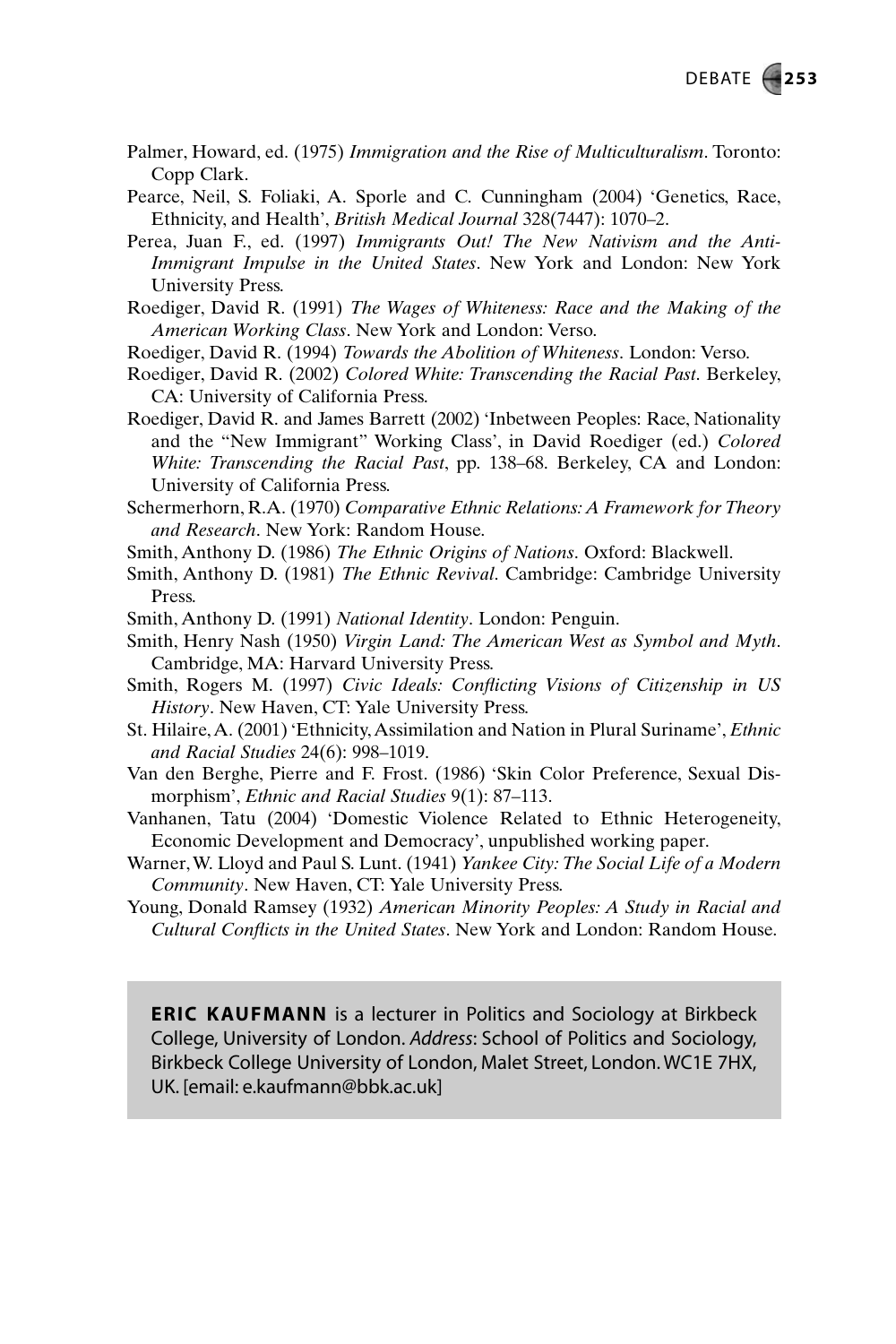Palmer, Howard, ed. (1975) *Immigration and the Rise of Multiculturalism*. Toronto: Copp Clark.

Pearce, Neil, S. Foliaki, A. Sporle and C. Cunningham (2004) 'Genetics, Race, Ethnicity, and Health', *British Medical Journal* 328(7447): 1070–2.

Perea, Juan F., ed. (1997) *Immigrants Out! The New Nativism and the Anti-Immigrant Impulse in the United States*. New York and London: New York University Press.

Roediger, David R. (1991) *The Wages of Whiteness: Race and the Making of the American Working Class*. New York and London: Verso.

Roediger, David R. (1994) *Towards the Abolition of Whiteness*. London: Verso.

Roediger, David R. (2002) *Colored White: Transcending the Racial Past*. Berkeley, CA: University of California Press.

Roediger, David R. and James Barrett (2002) 'Inbetween Peoples: Race, Nationality and the "New Immigrant" Working Class', in David Roediger (ed.) *Colored White: Transcending the Racial Past*, pp. 138–68. Berkeley, CA and London: University of California Press.

Schermerhorn, R.A. (1970) *Comparative Ethnic Relations: A Framework for Theory and Research*. New York: Random House.

Smith, Anthony D. (1986) *The Ethnic Origins of Nations*. Oxford: Blackwell.

Smith, Anthony D. (1981) *The Ethnic Revival*. Cambridge: Cambridge University Press.

Smith, Anthony D. (1991) *National Identity*. London: Penguin.

Smith, Henry Nash (1950) *Virgin Land: The American West as Symbol and Myth*. Cambridge, MA: Harvard University Press.

Smith, Rogers M. (1997) *Civic Ideals: Conflicting Visions of Citizenship in US History*. New Haven, CT: Yale University Press.

St. Hilaire, A. (2001) 'Ethnicity, Assimilation and Nation in Plural Suriname', *Ethnic and Racial Studies* 24(6): 998–1019.

Van den Berghe, Pierre and F. Frost. (1986) 'Skin Color Preference, Sexual Dismorphism', *Ethnic and Racial Studies* 9(1): 87–113.

Vanhanen, Tatu (2004) 'Domestic Violence Related to Ethnic Heterogeneity, Economic Development and Democracy', unpublished working paper.

Warner, W. Lloyd and Paul S. Lunt. (1941) *Yankee City: The Social Life of a Modern Community*. New Haven, CT: Yale University Press.

Young, Donald Ramsey (1932) *American Minority Peoples: A Study in Racial and Cultural Conflicts in the United States*. New York and London: Random House.

**ERIC KAUFMANN** is a lecturer in Politics and Sociology at Birkbeck College, University of London. *Address*: School of Politics and Sociology, Birkbeck College University of London, Malet Street, London. WC1E 7HX, UK. [email: e.kaufmann@bbk.ac.uk]